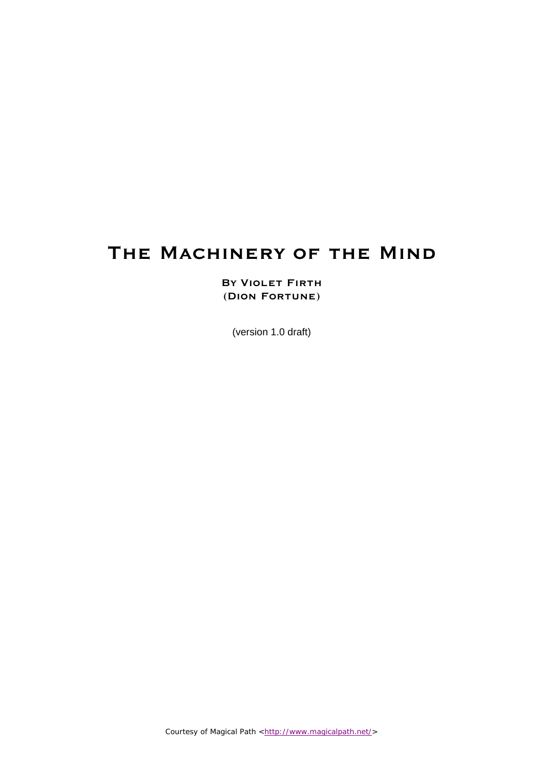# The Machinery of the Mind

By Violet Firth
(Dion Fortune)

(version 1.0 draft)

Courtesy of Magical Path <http://www.magicalpath.net/>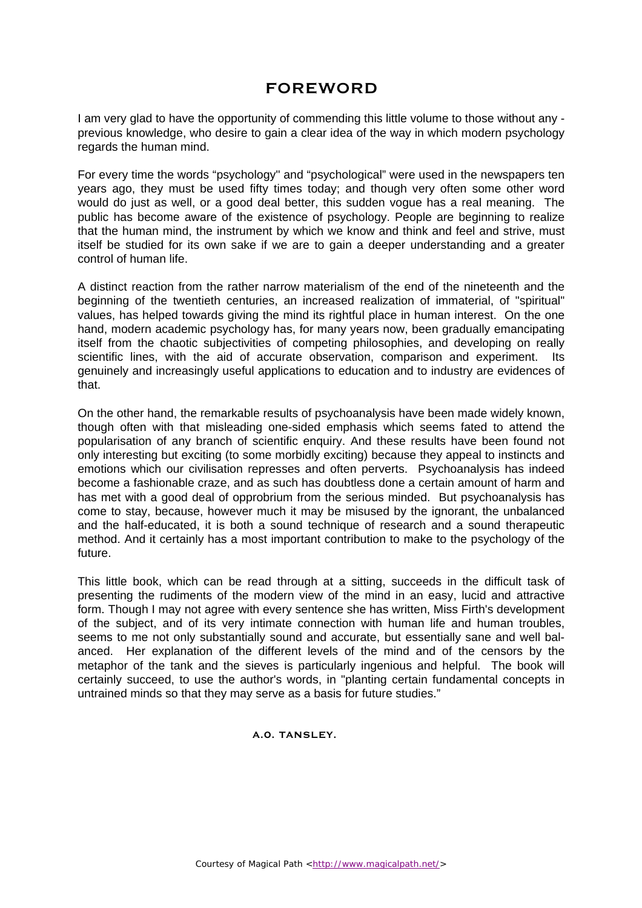# FOREWORD

I am very glad to have the opportunity of commending this little volume to those without any - previous knowledge, who desire to gain a clear idea of the way in which modern psychology regards the human mind.

For every time the words "psychology" and "psychological" were used in the newspapers ten years ago, they must be used fifty times today; and though very often some other word would do just as well, or a good deal better, this sudden vogue has a real meaning. The public has become aware of the existence of psychology. People are beginning to realize that the human mind, the instrument by which we know and think and feel and strive, must itself be studied for its own sake if we are to gain a deeper understanding and a greater control of human life.

A distinct reaction from the rather narrow materialism of the end of the nineteenth and the beginning of the twentieth centuries, an increased realization of immaterial, of "spiritual" values, has helped towards giving the mind its rightful place in human interest. On the one hand, modern academic psychology has, for many years now, been gradually emancipating itself from the chaotic subjectivities of competing philosophies, and developing on really scientific lines, with the aid of accurate observation, comparison and experiment. Its genuinely and increasingly useful applications to education and to industry are evidences of that.

On the other hand, the remarkable results of psychoanalysis have been made widely known, though often with that misleading one-sided emphasis which seems fated to attend the popularisation of any branch of scientific enquiry. And these results have been found not only interesting but exciting (to some morbidly exciting) because they appeal to instincts and emotions which our civilisation represses and often perverts. Psychoanalysis has indeed become a fashionable craze, and as such has doubtless done a certain amount of harm and has met with a good deal of opprobrium from the serious minded. But psychoanalysis has come to stay, because, however much it may be misused by the ignorant, the unbalanced and the half-educated, it is both a sound technique of research and a sound therapeutic method. And it certainly has a most important contribution to make to the psychology of the future.

This little book, which can be read through at a sitting, succeeds in the difficult task of presenting the rudiments of the modern view of the mind in an easy, lucid and attractive form. Though I may not agree with every sentence she has written, Miss Firth's development of the subject, and of its very intimate connection with human life and human troubles, seems to me not only substantially sound and accurate, but essentially sane and well balanced. Her explanation of the different levels of the mind and of the censors by the metaphor of the tank and the sieves is particularly ingenious and helpful. The book will certainly succeed, to use the author's words, in "planting certain fundamental concepts in untrained minds so that they may serve as a basis for future studies."

A.O. TANSLEY.

Courtesy of Magical Path <http://www.magicalpath.net/>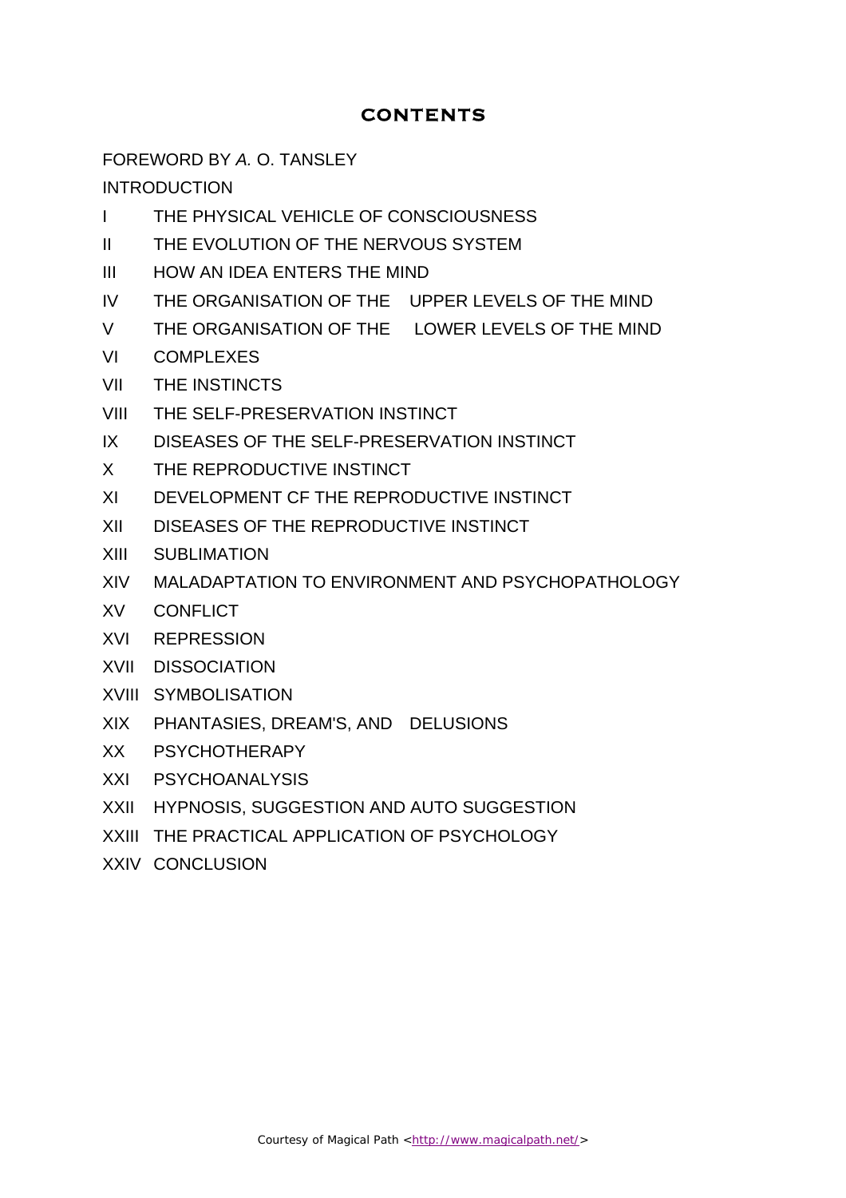## CONTENTS

FOREWORD BY *A.* O. TANSLEY

INTRODUCTION

I THE PHYSICAL VEHICLE OF CONSCIOUSNESS

II THE EVOLUTION OF THE NERVOUS SYSTEM

III HOW AN IDEA ENTERS THE MIND

IV THE ORGANISATION OF THE UPPER LEVELS OF THE MIND

V THE ORGANISATION OF THE LOWER LEVELS OF THE MIND

VI COMPLEXES

VII THE INSTINCTS

VIII THE SELF-PRESERVATION INSTINCT

IX DISEASES OF THE SELF-PRESERVATION INSTINCT

X THE REPRODUCTIVE INSTINCT

XI DEVELOPMENT CF THE REPRODUCTIVE INSTINCT

XII DISEASES OF THE REPRODUCTIVE INSTINCT

XIII SUBLIMATION

XIV MALADAPTATION TO ENVIRONMENT AND PSYCHOPATHOLOGY

XV CONFLICT

XVI REPRESSION

XVII DISSOCIATION

XVIII SYMBOLISATION

XIX PHANTASIES, DREAM'S, AND DELUSIONS

XX PSYCHOTHERAPY

XXI PSYCHOANALYSIS

XXII HYPNOSIS, SUGGESTION AND AUTO SUGGESTION

XXIII THE PRACTICAL APPLICATION OF PSYCHOLOGY

XXIV CONCLUSION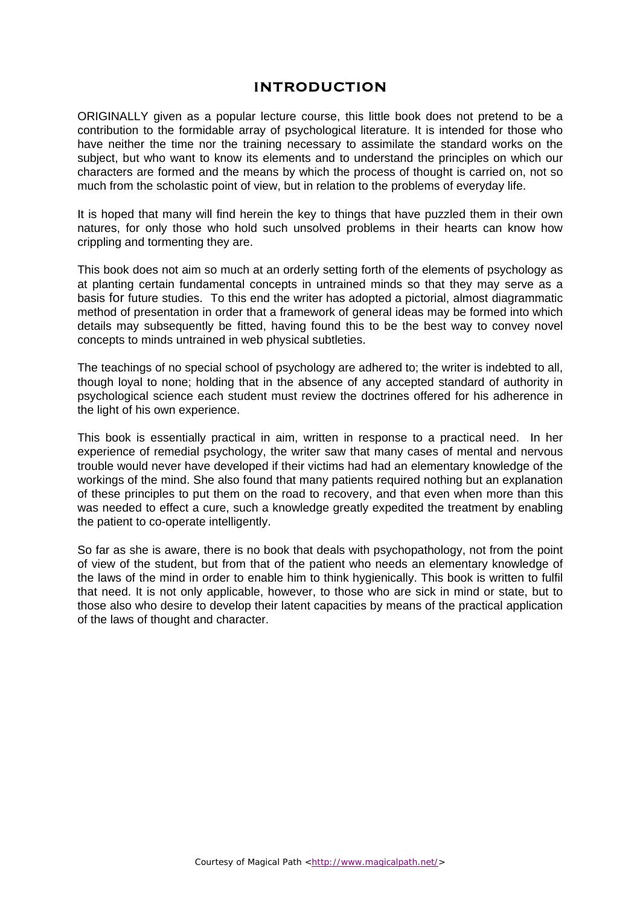# INTRODUCTION

ORIGINALLY given as a popular lecture course, this little book does not pretend to be a contribution to the formidable array of psychological literature. It is intended for those who have neither the time nor the training necessary to assimilate the standard works on the subject, but who want to know its elements and to understand the principles on which our characters are formed and the means by which the process of thought is carried on, not so much from the scholastic point of view, but in relation to the problems of everyday life.

It is hoped that many will find herein the key to things that have puzzled them in their own natures, for only those who hold such unsolved problems in their hearts can know how crippling and tormenting they are.

This book does not aim so much at an orderly setting forth of the elements of psychology as at planting certain fundamental concepts in untrained minds so that they may serve as a basis for future studies. To this end the writer has adopted a pictorial, almost diagrammatic method of presentation in order that a framework of general ideas may be formed into which details may subsequently be fitted, having found this to be the best way to convey novel concepts to minds untrained in web physical subtleties.

The teachings of no special school of psychology are adhered to; the writer is indebted to all, though loyal to none; holding that in the absence of any accepted standard of authority in psychological science each student must review the doctrines offered for his adherence in the light of his own experience.

This book is essentially practical in aim, written in response to a practical need. In her experience of remedial psychology, the writer saw that many cases of mental and nervous trouble would never have developed if their victims had had an elementary knowledge of the workings of the mind. She also found that many patients required nothing but an explanation of these principles to put them on the road to recovery, and that even when more than this was needed to effect a cure, such a knowledge greatly expedited the treatment by enabling the patient to co-operate intelligently.

So far as she is aware, there is no book that deals with psychopathology, not from the point of view of the student, but from that of the patient who needs an elementary knowledge of the laws of the mind in order to enable him to think hygienically. This book is written to fulfil that need. It is not only applicable, however, to those who are sick in mind or state, but to those also who desire to develop their latent capacities by means of the practical application of the laws of thought and character.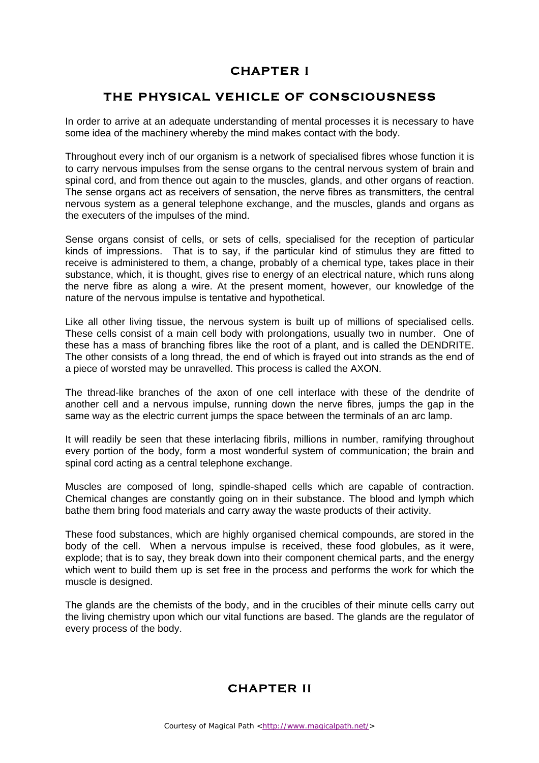# CHAPTER I

## THE PHYSICAL VEHICLE OF CONSCIOUSNESS

In order to arrive at an adequate understanding of mental processes it is necessary to have some idea of the machinery whereby the mind makes contact with the body.

Throughout every inch of our organism is a network of specialised fibres whose function it is to carry nervous impulses from the sense organs to the central nervous system of brain and spinal cord, and from thence out again to the muscles, glands, and other organs of reaction. The sense organs act as receivers of sensation, the nerve fibres as transmitters, the central nervous system as a general telephone exchange, and the muscles, glands and organs as the executers of the impulses of the mind.

Sense organs consist of cells, or sets of cells, specialised for the reception of particular kinds of impressions. That is to say, if the particular kind of stimulus they are fitted to receive is administered to them, a change, probably of a chemical type, takes place in their substance, which, it is thought, gives rise to energy of an electrical nature, which runs along the nerve fibre as along a wire. At the present moment, however, our knowledge of the nature of the nervous impulse is tentative and hypothetical.

Like all other living tissue, the nervous system is built up of millions of specialised cells. These cells consist of a main cell body with prolongations, usually two in number. One of these has a mass of branching fibres like the root of a plant, and is called the DENDRITE. The other consists of a long thread, the end of which is frayed out into strands as the end of a piece of worsted may be unravelled. This process is called the AXON.

The thread-like branches of the axon of one cell interlace with these of the dendrite of another cell and a nervous impulse, running down the nerve fibres, jumps the gap in the same way as the electric current jumps the space between the terminals of an arc lamp.

It will readily be seen that these interlacing fibrils, millions in number, ramifying throughout every portion of the body, form a most wonderful system of communication; the brain and spinal cord acting as a central telephone exchange.

Muscles are composed of long, spindle-shaped cells which are capable of contraction. Chemical changes are constantly going on in their substance. The blood and lymph which bathe them bring food materials and carry away the waste products of their activity.

These food substances, which are highly organised chemical compounds, are stored in the body of the cell. When a nervous impulse is received, these food globules, as it were, explode; that is to say, they break down into their component chemical parts, and the energy which went to build them up is set free in the process and performs the work for which the muscle is designed.

The glands are the chemists of the body, and in the crucibles of their minute cells carry out the living chemistry upon which our vital functions are based. The glands are the regulator of every process of the body.

# CHAPTER II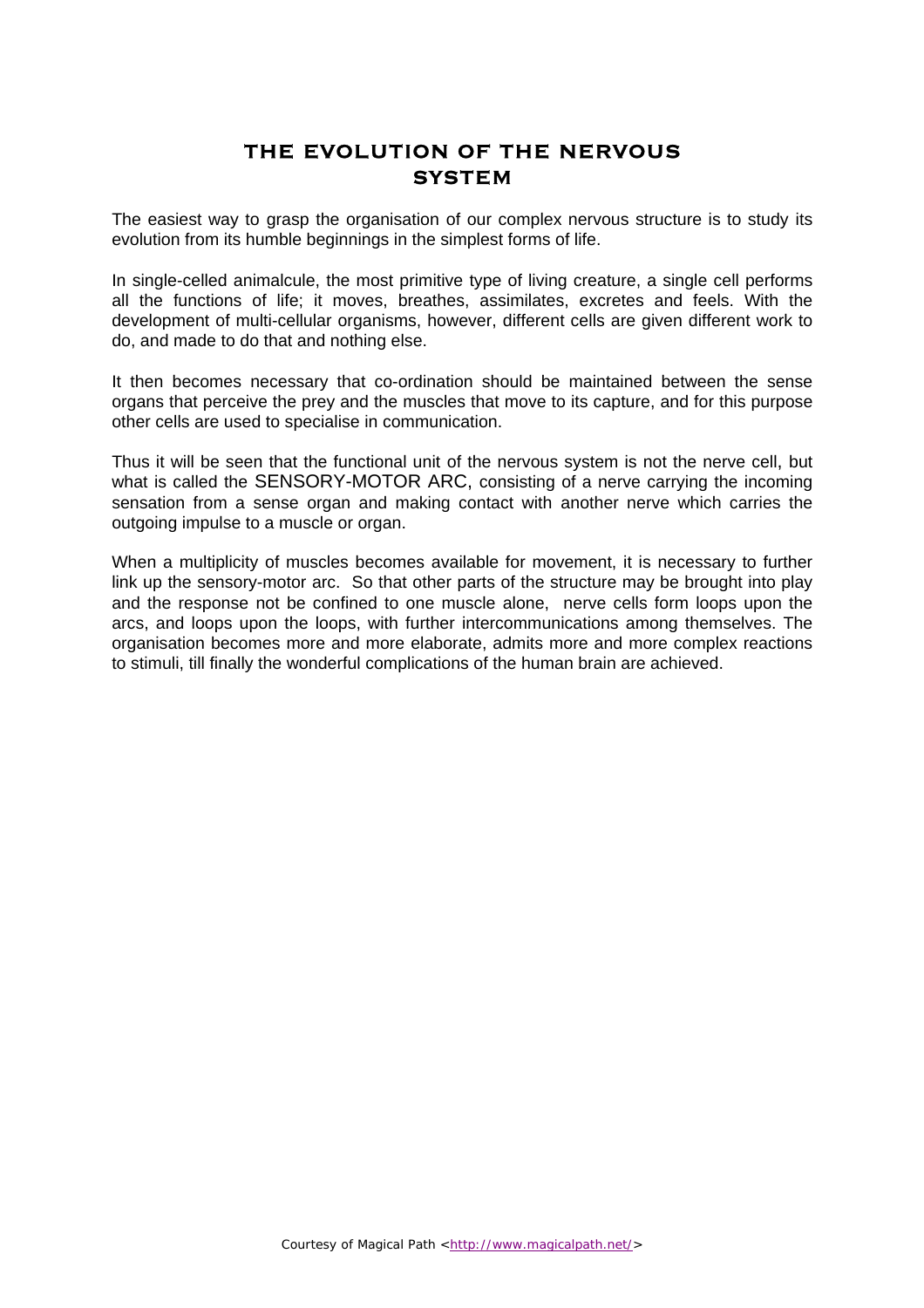# THE EVOLUTION OF THE NERVOUS SYSTEM

The easiest way to grasp the organisation of our complex nervous structure is to study its evolution from its humble beginnings in the simplest forms of life.

In single-celled animalcule, the most primitive type of living creature, a single cell performs all the functions of life; it moves, breathes, assimilates, excretes and feels. With the development of multi-cellular organisms, however, different cells are given different work to do, and made to do that and nothing else.

It then becomes necessary that co-ordination should be maintained between the sense organs that perceive the prey and the muscles that move to its capture, and for this purpose other cells are used to specialise in communication.

Thus it will be seen that the functional unit of the nervous system is not the nerve cell, but what is called the SENSORY-MOTOR ARC, consisting of a nerve carrying the incoming sensation from a sense organ and making contact with another nerve which carries the outgoing impulse to a muscle or organ.

When a multiplicity of muscles becomes available for movement, it is necessary to further link up the sensory-motor arc. So that other parts of the structure may be brought into play and the response not be confined to one muscle alone, nerve cells form loops upon the arcs, and loops upon the loops, with further intercommunications among themselves. The organisation becomes more and more elaborate, admits more and more complex reactions to stimuli, till finally the wonderful complications of the human brain are achieved.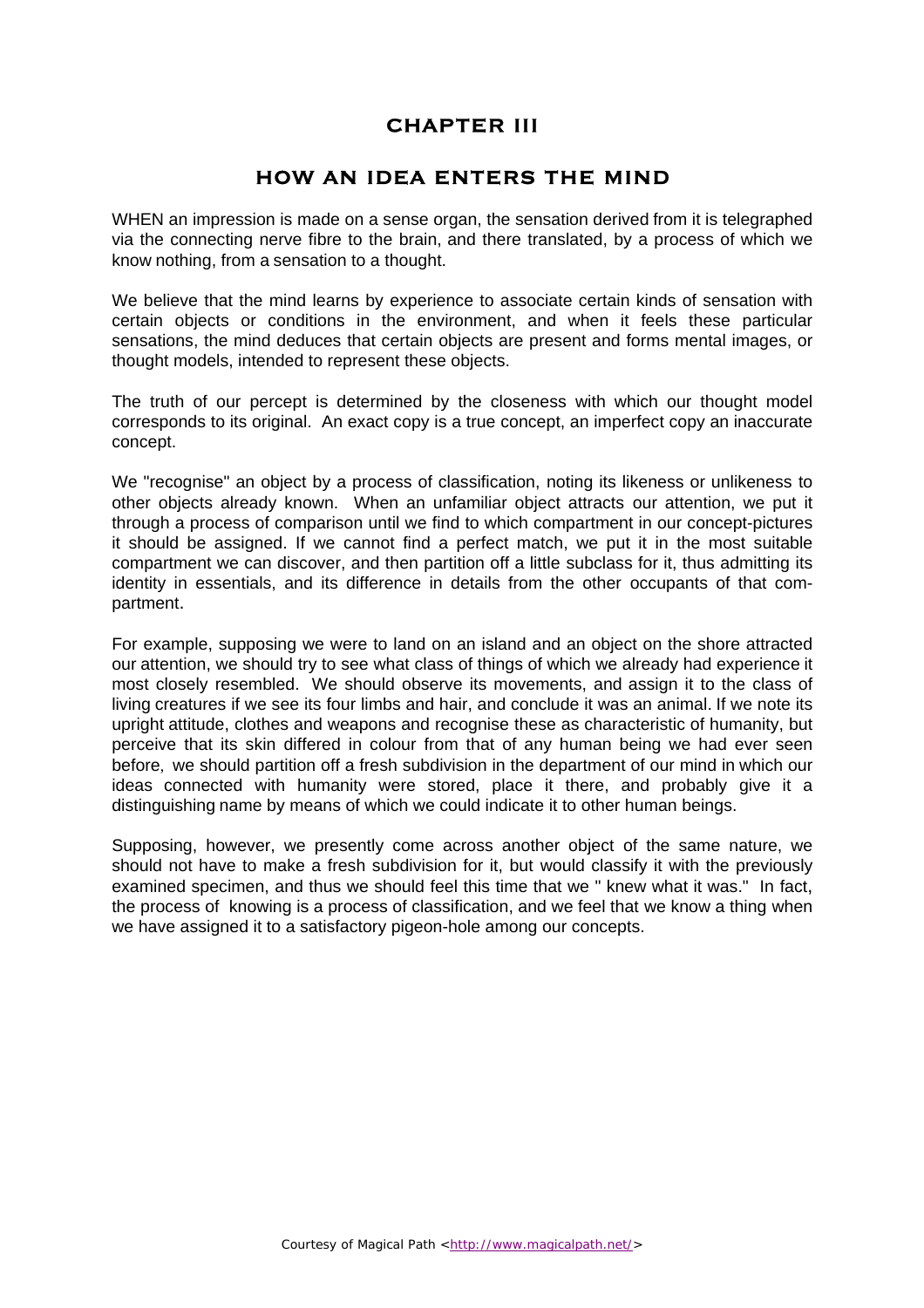# CHAPTER III

## HOW AN IDEA ENTERS THE MIND

WHEN an impression is made on a sense organ, the sensation derived from it is telegraphed via the connecting nerve fibre to the brain, and there translated, by a process of which we know nothing, from a sensation to a thought.

We believe that the mind learns by experience to associate certain kinds of sensation with certain objects or conditions in the environment, and when it feels these particular sensations, the mind deduces that certain objects are present and forms mental images, or thought models, intended to represent these objects.

The truth of our percept is determined by the closeness with which our thought model corresponds to its original. An exact copy is a true concept, an imperfect copy an inaccurate concept.

We "recognise" an object by a process of classification, noting its likeness or unlikeness to other objects already known. When an unfamiliar object attracts our attention, we put it through a process of comparison until we find to which compartment in our concept-pictures it should be assigned. If we cannot find a perfect match, we put it in the most suitable compartment we can discover, and then partition off a little subclass for it, thus admitting its identity in essentials, and its difference in details from the other occupants of that compartment.

For example, supposing we were to land on an island and an object on the shore attracted our attention, we should try to see what class of things of which we already had experience it most closely resembled. We should observe its movements, and assign it to the class of living creatures if we see its four limbs and hair, and conclude it was an animal. If we note its upright attitude, clothes and weapons and recognise these as characteristic of humanity, but perceive that its skin differed in colour from that of any human being we had ever seen before, we should partition off a fresh subdivision in the department of our mind in which our ideas connected with humanity were stored, place it there, and probably give it a distinguishing name by means of which we could indicate it to other human beings.

Supposing, however, we presently come across another object of the same nature, we should not have to make a fresh subdivision for it, but would classify it with the previously examined specimen, and thus we should feel this time that we " knew what it was." In fact, the process of knowing is a process of classification, and we feel that we know a thing when we have assigned it to a satisfactory pigeon-hole among our concepts.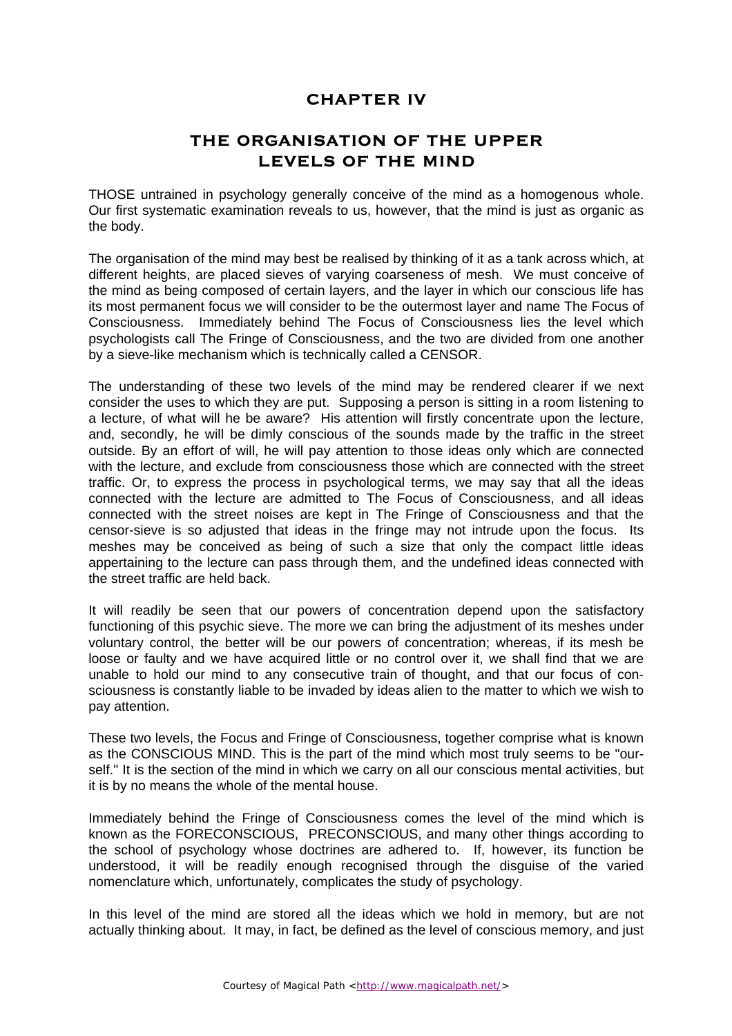# CHAPTER IV

## THE ORGANISATION OF THE UPPER LEVELS OF THE MIND

THOSE untrained in psychology generally conceive of the mind as a homogenous whole. Our first systematic examination reveals to us, however, that the mind is just as organic as the body.

The organisation of the mind may best be realised by thinking of it as a tank across which, at different heights, are placed sieves of varying coarseness of mesh. We must conceive of the mind as being composed of certain layers, and the layer in which our conscious life has its most permanent focus we will consider to be the outermost layer and name The Focus of Consciousness. Immediately behind The Focus of Consciousness lies the level which psychologists call The Fringe of Consciousness, and the two are divided from one another by a sieve-like mechanism which is technically called a CENSOR.

The understanding of these two levels of the mind may be rendered clearer if we next consider the uses to which they are put. Supposing a person is sitting in a room listening to a lecture, of what will he be aware? His attention will firstly concentrate upon the lecture, and, secondly, he will be dimly conscious of the sounds made by the traffic in the street outside. By an effort of will, he will pay attention to those ideas only which are connected with the lecture, and exclude from consciousness those which are connected with the street traffic. Or, to express the process in psychological terms, we may say that all the ideas connected with the lecture are admitted to The Focus of Consciousness, and all ideas connected with the street noises are kept in The Fringe of Consciousness and that the censor-sieve is so adjusted that ideas in the fringe may not intrude upon the focus. Its meshes may be conceived as being of such a size that only the compact little ideas appertaining to the lecture can pass through them, and the undefined ideas connected with the street traffic are held back.

It will readily be seen that our powers of concentration depend upon the satisfactory functioning of this psychic sieve. The more we can bring the adjustment of its meshes under voluntary control, the better will be our powers of concentration; whereas, if its mesh be loose or faulty and we have acquired little or no control over it, we shall find that we are unable to hold our mind to any consecutive train of thought, and that our focus of consciousness is constantly liable to be invaded by ideas alien to the matter to which we wish to pay attention.

These two levels, the Focus and Fringe of Consciousness, together comprise what is known as the CONSCIOUS MIND. This is the part of the mind which most truly seems to be "ourself." It is the section of the mind in which we carry on all our conscious mental activities, but it is by no means the whole of the mental house.

Immediately behind the Fringe of Consciousness comes the level of the mind which is known as the FORECONSCIOUS, PRECONSCIOUS, and many other things according to the school of psychology whose doctrines are adhered to. If, however, its function be understood, it will be readily enough recognised through the disguise of the varied nomenclature which, unfortunately, complicates the study of psychology.

In this level of the mind are stored all the ideas which we hold in memory, but are not actually thinking about. It may, in fact, be defined as the level of conscious memory, and just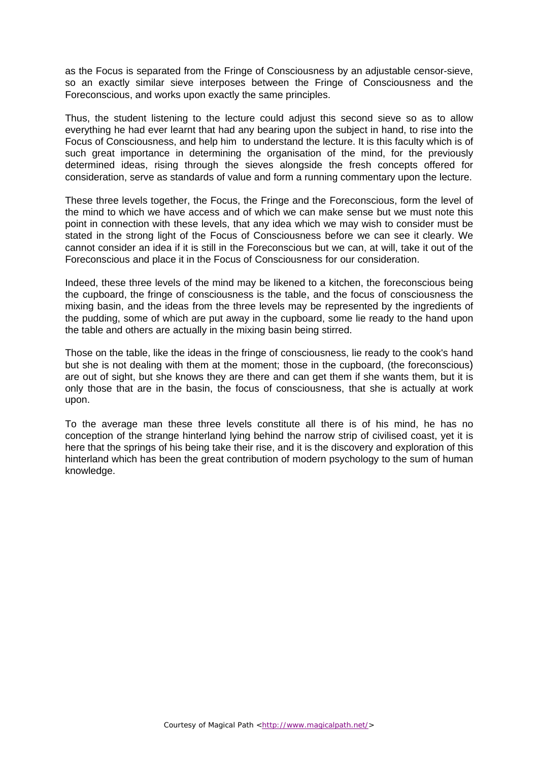as the Focus is separated from the Fringe of Consciousness by an adjustable censor-sieve, so an exactly similar sieve interposes between the Fringe of Consciousness and the Foreconscious, and works upon exactly the same principles.

Thus, the student listening to the lecture could adjust this second sieve so as to allow everything he had ever learnt that had any bearing upon the subject in hand, to rise into the Focus of Consciousness, and help him to understand the lecture. It is this faculty which is of such great importance in determining the organisation of the mind, for the previously determined ideas, rising through the sieves alongside the fresh concepts offered for consideration, serve as standards of value and form a running commentary upon the lecture.

These three levels together, the Focus, the Fringe and the Foreconscious, form the level of the mind to which we have access and of which we can make sense but we must note this point in connection with these levels, that any idea which we may wish to consider must be stated in the strong light of the Focus of Consciousness before we can see it clearly. We cannot consider an idea if it is still in the Foreconscious but we can, at will, take it out of the Foreconscious and place it in the Focus of Consciousness for our consideration.

Indeed, these three levels of the mind may be likened to a kitchen, the foreconscious being the cupboard, the fringe of consciousness is the table, and the focus of consciousness the mixing basin, and the ideas from the three levels may be represented by the ingredients of the pudding, some of which are put away in the cupboard, some lie ready to the hand upon the table and others are actually in the mixing basin being stirred.

Those on the table, like the ideas in the fringe of consciousness, lie ready to the cook's hand but she is not dealing with them at the moment; those in the cupboard, (the foreconscious) are out of sight, but she knows they are there and can get them if she wants them, but it is only those that are in the basin, the focus of consciousness, that she is actually at work upon.

To the average man these three levels constitute all there is of his mind, he has no conception of the strange hinterland lying behind the narrow strip of civilised coast, yet it is here that the springs of his being take their rise, and it is the discovery and exploration of this hinterland which has been the great contribution of modern psychology to the sum of human knowledge.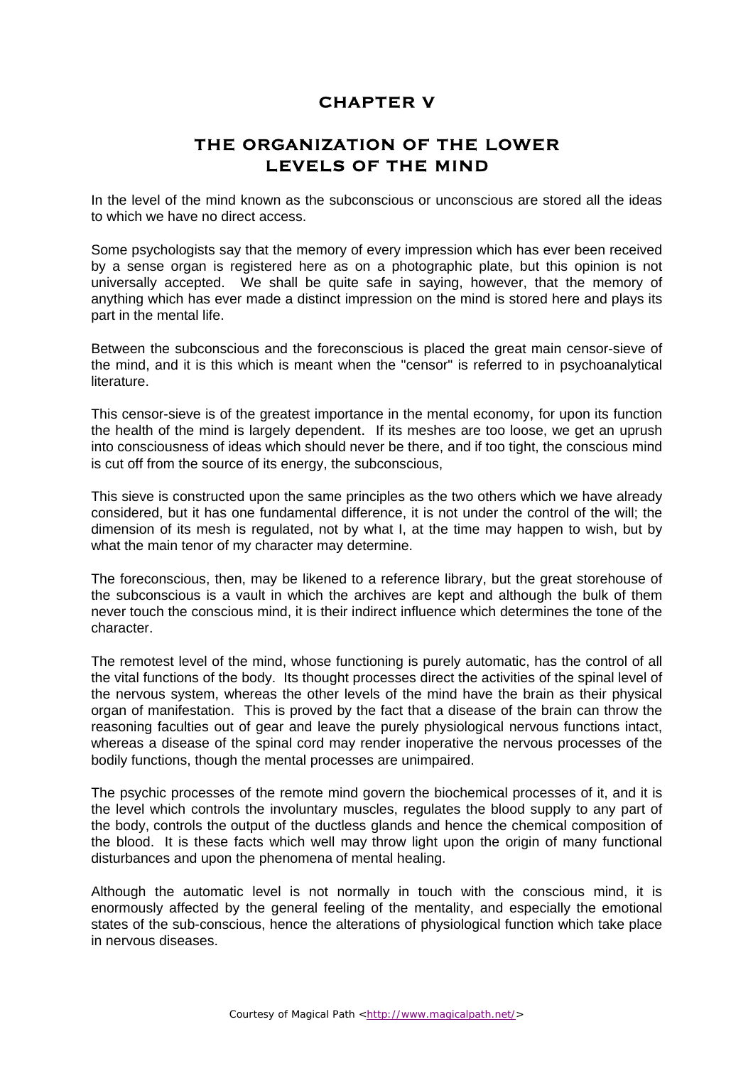# CHAPTER V

## THE ORGANIZATION OF THE LOWER LEVELS OF THE MIND

In the level of the mind known as the subconscious or unconscious are stored all the ideas to which we have no direct access.

Some psychologists say that the memory of every impression which has ever been received by a sense organ is registered here as on a photographic plate, but this opinion is not universally accepted. We shall be quite safe in saying, however, that the memory of anything which has ever made a distinct impression on the mind is stored here and plays its part in the mental life.

Between the subconscious and the foreconscious is placed the great main censor-sieve of the mind, and it is this which is meant when the "censor" is referred to in psychoanalytical literature.

This censor-sieve is of the greatest importance in the mental economy, for upon its function the health of the mind is largely dependent. If its meshes are too loose, we get an uprush into consciousness of ideas which should never be there, and if too tight, the conscious mind is cut off from the source of its energy, the subconscious,

This sieve is constructed upon the same principles as the two others which we have already considered, but it has one fundamental difference, it is not under the control of the will; the dimension of its mesh is regulated, not by what I, at the time may happen to wish, but by what the main tenor of my character may determine.

The foreconscious, then, may be likened to a reference library, but the great storehouse of the subconscious is a vault in which the archives are kept and although the bulk of them never touch the conscious mind, it is their indirect influence which determines the tone of the character.

The remotest level of the mind, whose functioning is purely automatic, has the control of all the vital functions of the body. Its thought processes direct the activities of the spinal level of the nervous system, whereas the other levels of the mind have the brain as their physical organ of manifestation. This is proved by the fact that a disease of the brain can throw the reasoning faculties out of gear and leave the purely physiological nervous functions intact, whereas a disease of the spinal cord may render inoperative the nervous processes of the bodily functions, though the mental processes are unimpaired.

The psychic processes of the remote mind govern the biochemical processes of it, and it is the level which controls the involuntary muscles, regulates the blood supply to any part of the body, controls the output of the ductless glands and hence the chemical composition of the blood. It is these facts which well may throw light upon the origin of many functional disturbances and upon the phenomena of mental healing.

Although the automatic level is not normally in touch with the conscious mind, it is enormously affected by the general feeling of the mentality, and especially the emotional states of the sub-conscious, hence the alterations of physiological function which take place in nervous diseases.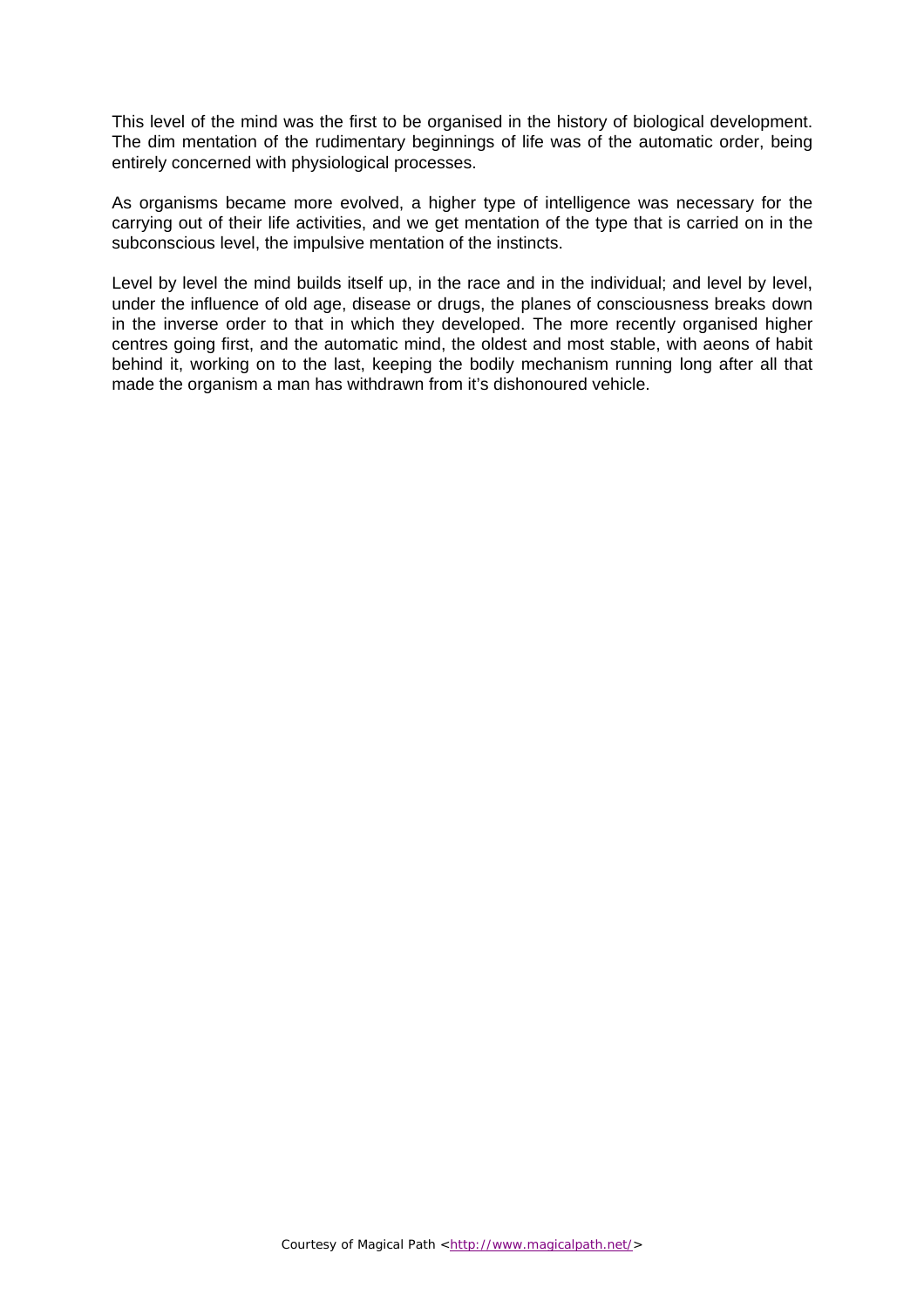This level of the mind was the first to be organised in the history of biological development. The dim mentation of the rudimentary beginnings of life was of the automatic order, being entirely concerned with physiological processes.

As organisms became more evolved, a higher type of intelligence was necessary for the carrying out of their life activities, and we get mentation of the type that is carried on in the subconscious level, the impulsive mentation of the instincts.

Level by level the mind builds itself up, in the race and in the individual; and level by level, under the influence of old age, disease or drugs, the planes of consciousness breaks down in the inverse order to that in which they developed. The more recently organised higher centres going first, and the automatic mind, the oldest and most stable, with aeons of habit behind it, working on to the last, keeping the bodily mechanism running long after all that made the organism a man has withdrawn from it's dishonoured vehicle.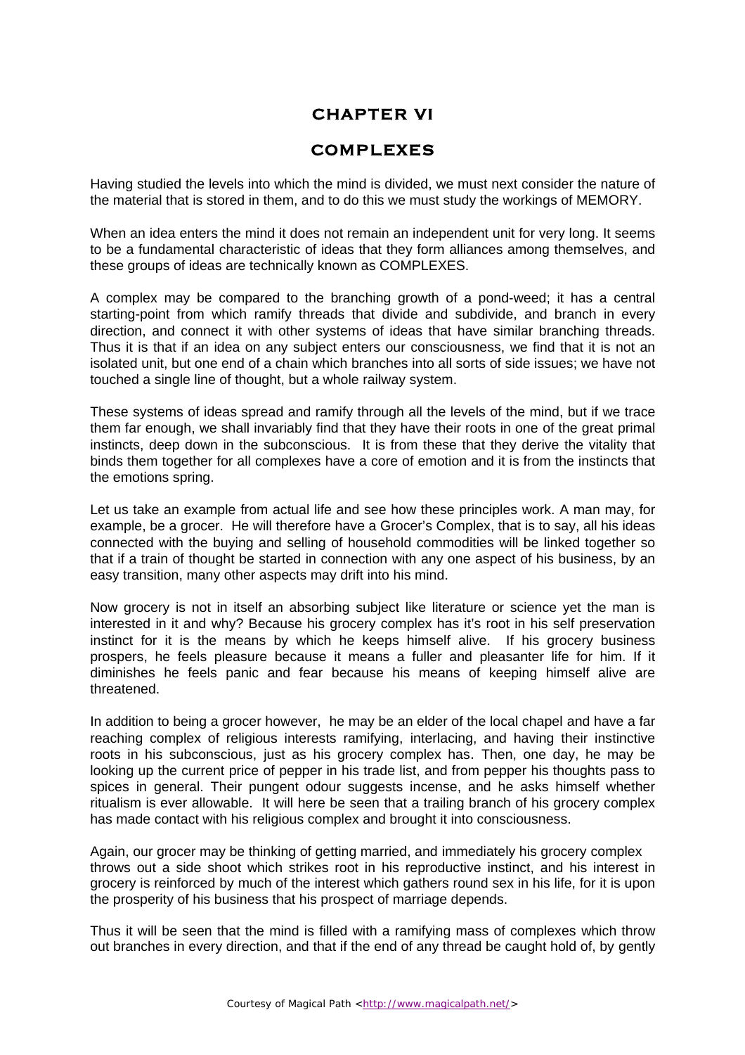# CHAPTER VI

## COMPLEXES

Having studied the levels into which the mind is divided, we must next consider the nature of the material that is stored in them, and to do this we must study the workings of MEMORY.

When an idea enters the mind it does not remain an independent unit for very long. It seems to be a fundamental characteristic of ideas that they form alliances among themselves, and these groups of ideas are technically known as COMPLEXES.

A complex may be compared to the branching growth of a pond-weed; it has a central starting-point from which ramify threads that divide and subdivide, and branch in every direction, and connect it with other systems of ideas that have similar branching threads. Thus it is that if an idea on any subject enters our consciousness, we find that it is not an isolated unit, but one end of a chain which branches into all sorts of side issues; we have not touched a single line of thought, but a whole railway system.

These systems of ideas spread and ramify through all the levels of the mind, but if we trace them far enough, we shall invariably find that they have their roots in one of the great primal instincts, deep down in the subconscious. It is from these that they derive the vitality that binds them together for all complexes have a core of emotion and it is from the instincts that the emotions spring.

Let us take an example from actual life and see how these principles work. A man may, for example, be a grocer. He will therefore have a Grocer's Complex, that is to say, all his ideas connected with the buying and selling of household commodities will be linked together so that if a train of thought be started in connection with any one aspect of his business, by an easy transition, many other aspects may drift into his mind.

Now grocery is not in itself an absorbing subject like literature or science yet the man is interested in it and why? Because his grocery complex has it's root in his self preservation instinct for it is the means by which he keeps himself alive. If his grocery business prospers, he feels pleasure because it means a fuller and pleasanter life for him. If it diminishes he feels panic and fear because his means of keeping himself alive are threatened.

In addition to being a grocer however, he may be an elder of the local chapel and have a far reaching complex of religious interests ramifying, interlacing, and having their instinctive roots in his subconscious, just as his grocery complex has. Then, one day, he may be looking up the current price of pepper in his trade list, and from pepper his thoughts pass to spices in general. Their pungent odour suggests incense, and he asks himself whether ritualism is ever allowable. It will here be seen that a trailing branch of his grocery complex has made contact with his religious complex and brought it into consciousness.

Again, our grocer may be thinking of getting married, and immediately his grocery complex throws out a side shoot which strikes root in his reproductive instinct, and his interest in grocery is reinforced by much of the interest which gathers round sex in his life, for it is upon the prosperity of his business that his prospect of marriage depends.

Thus it will be seen that the mind is filled with a ramifying mass of complexes which throw out branches in every direction, and that if the end of any thread be caught hold of, by gently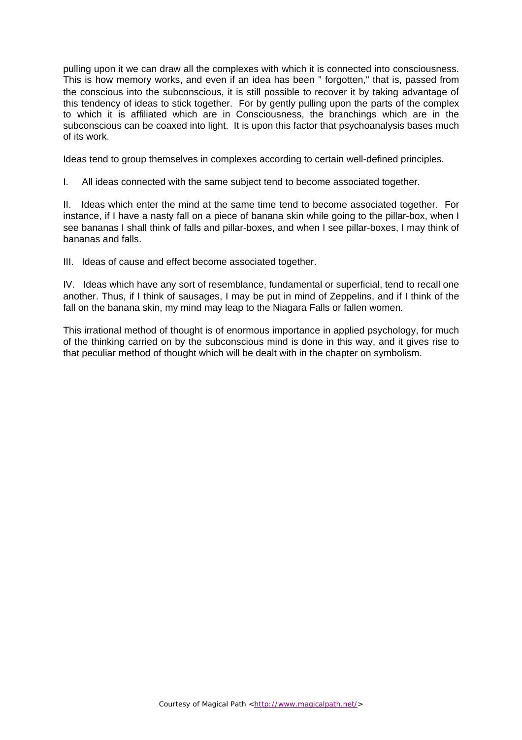pulling upon it we can draw all the complexes with which it is connected into consciousness. This is how memory works, and even if an idea has been " forgotten," that is, passed from the conscious into the subconscious, it is still possible to recover it by taking advantage of this tendency of ideas to stick together. For by gently pulling upon the parts of the complex to which it is affiliated which are in Consciousness, the branchings which are in the subconscious can be coaxed into light. It is upon this factor that psychoanalysis bases much of its work.

Ideas tend to group themselves in complexes according to certain well-defined principles.

I. All ideas connected with the same subject tend to become associated together.

II. Ideas which enter the mind at the same time tend to become associated together. For instance, if I have a nasty fall on a piece of banana skin while going to the pillar-box, when I see bananas I shall think of falls and pillar-boxes, and when I see pillar-boxes, I may think of bananas and falls.

III. Ideas of cause and effect become associated together.

IV. Ideas which have any sort of resemblance, fundamental or superficial, tend to recall one another. Thus, if I think of sausages, I may be put in mind of Zeppelins, and if I think of the fall on the banana skin, my mind may leap to the Niagara Falls or fallen women.

This irrational method of thought is of enormous importance in applied psychology, for much of the thinking carried on by the subconscious mind is done in this way, and it gives rise to that peculiar method of thought which will be dealt with in the chapter on symbolism.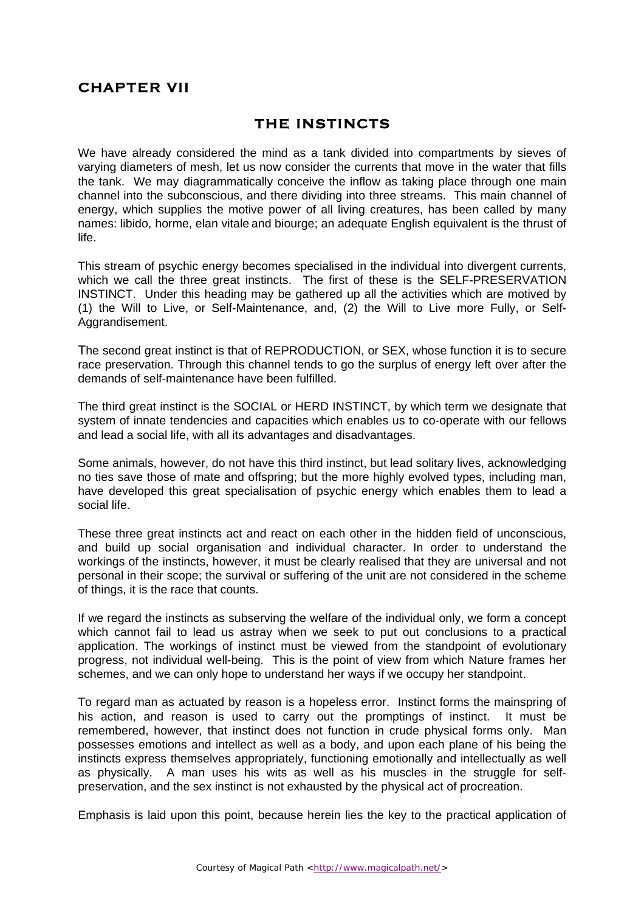## CHAPTER VII

## THE INSTINCTS

We have already considered the mind as a tank divided into compartments by sieves of varying diameters of mesh, let us now consider the currents that move in the water that fills the tank. We may diagrammatically conceive the inflow as taking place through one main channel into the subconscious, and there dividing into three streams. This main channel of energy, which supplies the motive power of all living creatures, has been called by many names: libido, horme, elan vitale and biourge; an adequate English equivalent is the thrust of life.

This stream of psychic energy becomes specialised in the individual into divergent currents, which we call the three great instincts. The first of these is the SELF-PRESERVATION INSTINCT. Under this heading may be gathered up all the activities which are motived by (1) the Will to Live, or Self-Maintenance, and, (2) the Will to Live more Fully, or Self-Aggrandisement.

The second great instinct is that of REPRODUCTION, or SEX, whose function it is to secure race preservation. Through this channel tends to go the surplus of energy left over after the demands of self-maintenance have been fulfilled.

The third great instinct is the SOCIAL or HERD INSTINCT, by which term we designate that system of innate tendencies and capacities which enables us to co-operate with our fellows and lead a social life, with all its advantages and disadvantages.

Some animals, however, do not have this third instinct, but lead solitary lives, acknowledging no ties save those of mate and offspring; but the more highly evolved types, including man, have developed this great specialisation of psychic energy which enables them to lead a social life.

These three great instincts act and react on each other in the hidden field of unconscious, and build up social organisation and individual character. In order to understand the workings of the instincts, however, it must be clearly realised that they are universal and not personal in their scope; the survival or suffering of the unit are not considered in the scheme of things, it is the race that counts.

If we regard the instincts as subserving the welfare of the individual only, we form a concept which cannot fail to lead us astray when we seek to put out conclusions to a practical application. The workings of instinct must be viewed from the standpoint of evolutionary progress, not individual well-being. This is the point of view from which Nature frames her schemes, and we can only hope to understand her ways if we occupy her standpoint.

To regard man as actuated by reason is a hopeless error. Instinct forms the mainspring of his action, and reason is used to carry out the promptings of instinct. It must be remembered, however, that instinct does not function in crude physical forms only. Man possesses emotions and intellect as well as a body, and upon each plane of his being the instincts express themselves appropriately, functioning emotionally and intellectually as well as physically. A man uses his wits as well as his muscles in the struggle for self-preservation, and the sex instinct is not exhausted by the physical act of procreation.

Emphasis is laid upon this point, because herein lies the key to the practical application of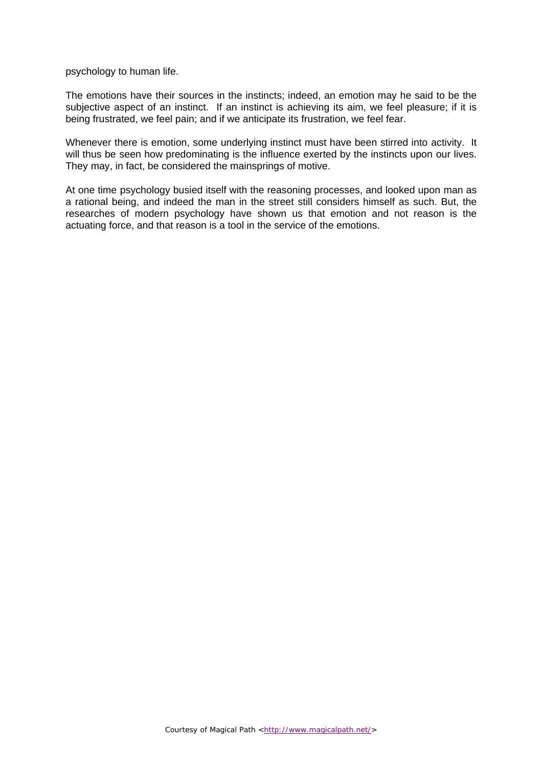psychology to human life.

The emotions have their sources in the instincts; indeed, an emotion may he said to be the subjective aspect of an instinct. If an instinct is achieving its aim, we feel pleasure; if it is being frustrated, we feel pain; and if we anticipate its frustration, we feel fear.

Whenever there is emotion, some underlying instinct must have been stirred into activity. It will thus be seen how predominating is the influence exerted by the instincts upon our lives. They may, in fact, be considered the mainsprings of motive.

At one time psychology busied itself with the reasoning processes, and looked upon man as a rational being, and indeed the man in the street still considers himself as such. But, the researches of modern psychology have shown us that emotion and not reason is the actuating force, and that reason is a tool in the service of the emotions.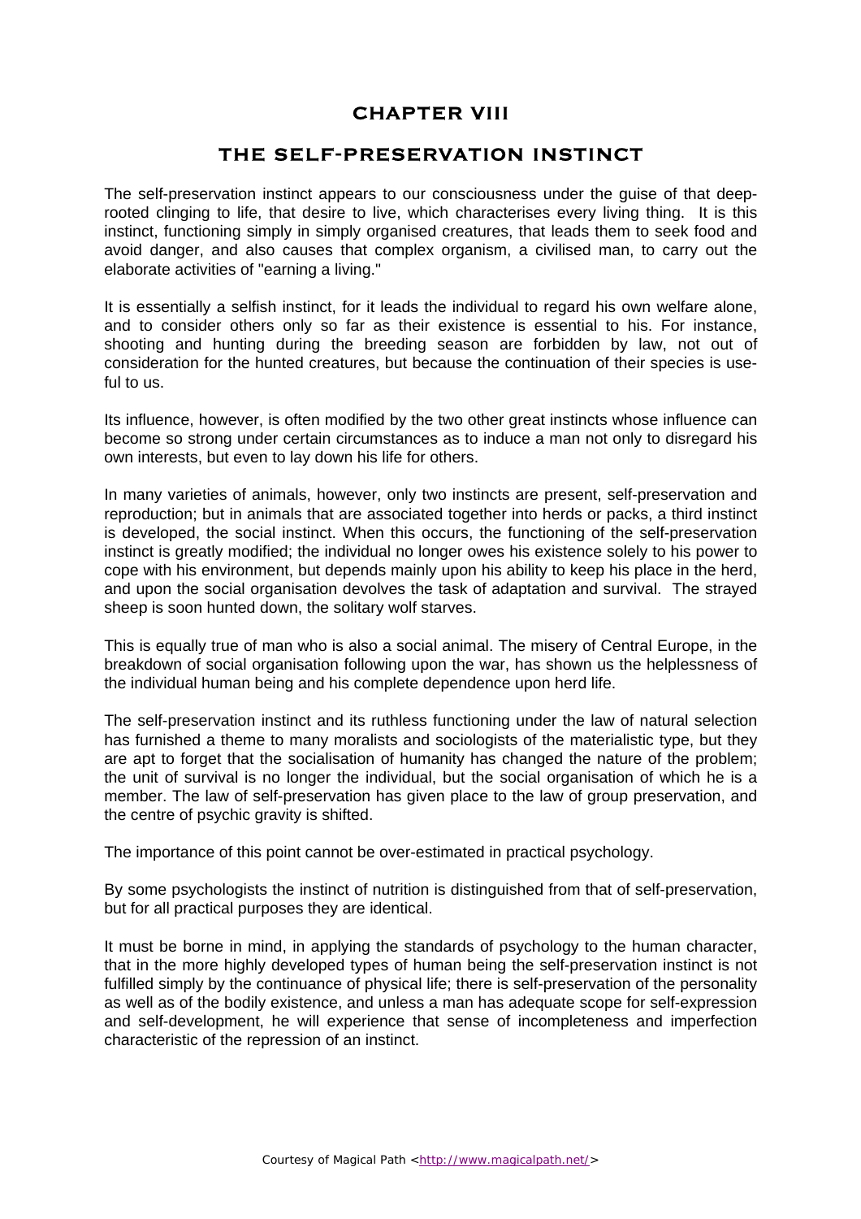# CHAPTER VIII

## THE SELF-PRESERVATION INSTINCT

The self-preservation instinct appears to our consciousness under the guise of that deep-rooted clinging to life, that desire to live, which characterises every living thing. It is this instinct, functioning simply in simply organised creatures, that leads them to seek food and avoid danger, and also causes that complex organism, a civilised man, to carry out the elaborate activities of "earning a living."

It is essentially a selfish instinct, for it leads the individual to regard his own welfare alone, and to consider others only so far as their existence is essential to his. For instance, shooting and hunting during the breeding season are forbidden by law, not out of consideration for the hunted creatures, but because the continuation of their species is useful to us.

Its influence, however, is often modified by the two other great instincts whose influence can become so strong under certain circumstances as to induce a man not only to disregard his own interests, but even to lay down his life for others.

In many varieties of animals, however, only two instincts are present, self-preservation and reproduction; but in animals that are associated together into herds or packs, a third instinct is developed, the social instinct. When this occurs, the functioning of the self-preservation instinct is greatly modified; the individual no longer owes his existence solely to his power to cope with his environment, but depends mainly upon his ability to keep his place in the herd, and upon the social organisation devolves the task of adaptation and survival. The strayed sheep is soon hunted down, the solitary wolf starves.

This is equally true of man who is also a social animal. The misery of Central Europe, in the breakdown of social organisation following upon the war, has shown us the helplessness of the individual human being and his complete dependence upon herd life.

The self-preservation instinct and its ruthless functioning under the law of natural selection has furnished a theme to many moralists and sociologists of the materialistic type, but they are apt to forget that the socialisation of humanity has changed the nature of the problem; the unit of survival is no longer the individual, but the social organisation of which he is a member. The law of self-preservation has given place to the law of group preservation, and the centre of psychic gravity is shifted.

The importance of this point cannot be over-estimated in practical psychology.

By some psychologists the instinct of nutrition is distinguished from that of self-preservation, but for all practical purposes they are identical.

It must be borne in mind, in applying the standards of psychology to the human character, that in the more highly developed types of human being the self-preservation instinct is not fulfilled simply by the continuance of physical life; there is self-preservation of the personality as well as of the bodily existence, and unless a man has adequate scope for self-expression and self-development, he will experience that sense of incompleteness and imperfection characteristic of the repression of an instinct.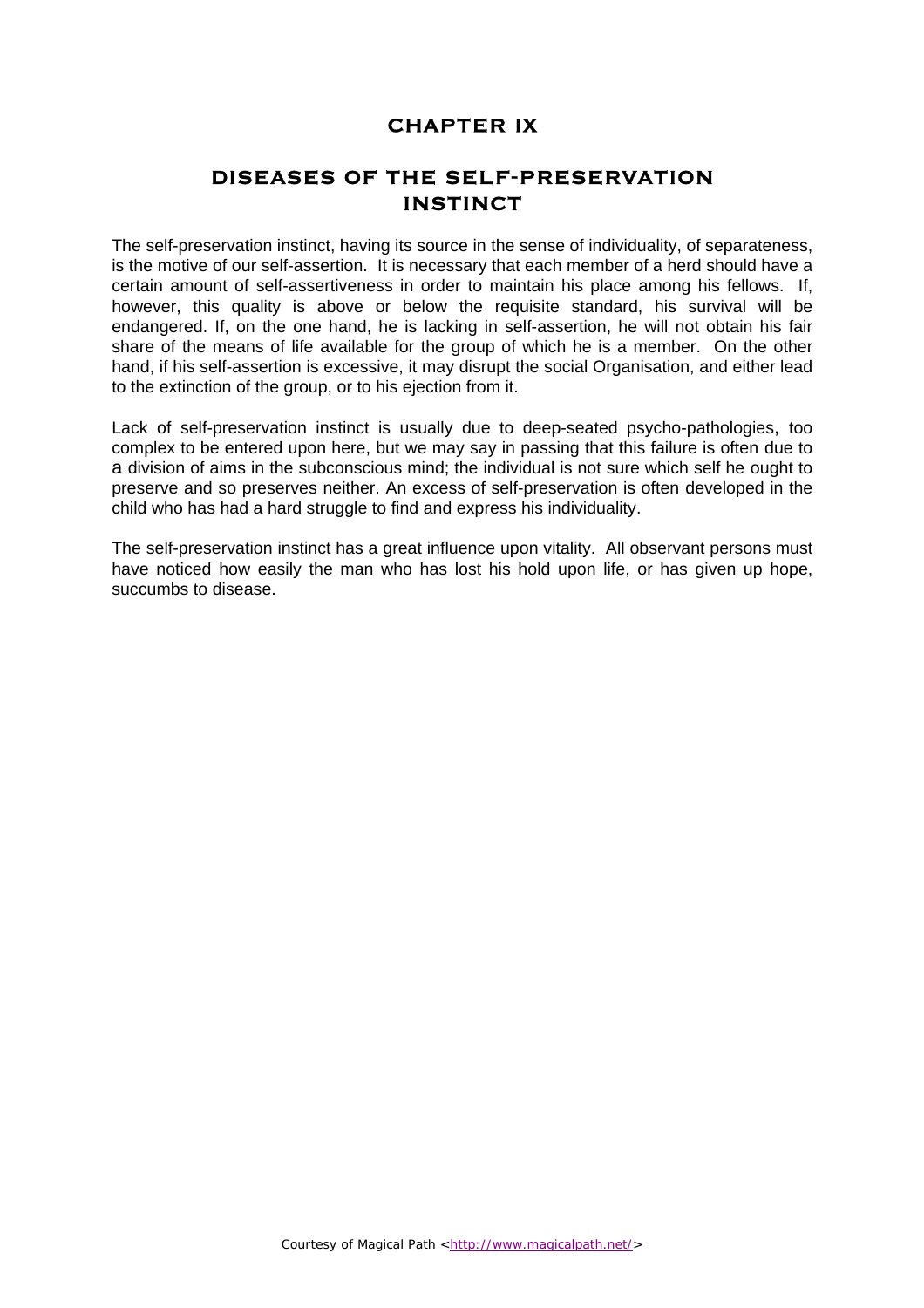# CHAPTER IX

## DISEASES OF THE SELF-PRESERVATION INSTINCT

The self-preservation instinct, having its source in the sense of individuality, of separateness, is the motive of our self-assertion. It is necessary that each member of a herd should have a certain amount of self-assertiveness in order to maintain his place among his fellows. If, however, this quality is above or below the requisite standard, his survival will be endangered. If, on the one hand, he is lacking in self-assertion, he will not obtain his fair share of the means of life available for the group of which he is a member. On the other hand, if his self-assertion is excessive, it may disrupt the social Organisation, and either lead to the extinction of the group, or to his ejection from it.

Lack of self-preservation instinct is usually due to deep-seated psycho-pathologies, too complex to be entered upon here, but we may say in passing that this failure is often due to a division of aims in the subconscious mind; the individual is not sure which self he ought to preserve and so preserves neither. An excess of self-preservation is often developed in the child who has had a hard struggle to find and express his individuality.

The self-preservation instinct has a great influence upon vitality. All observant persons must have noticed how easily the man who has lost his hold upon life, or has given up hope, succumbs to disease.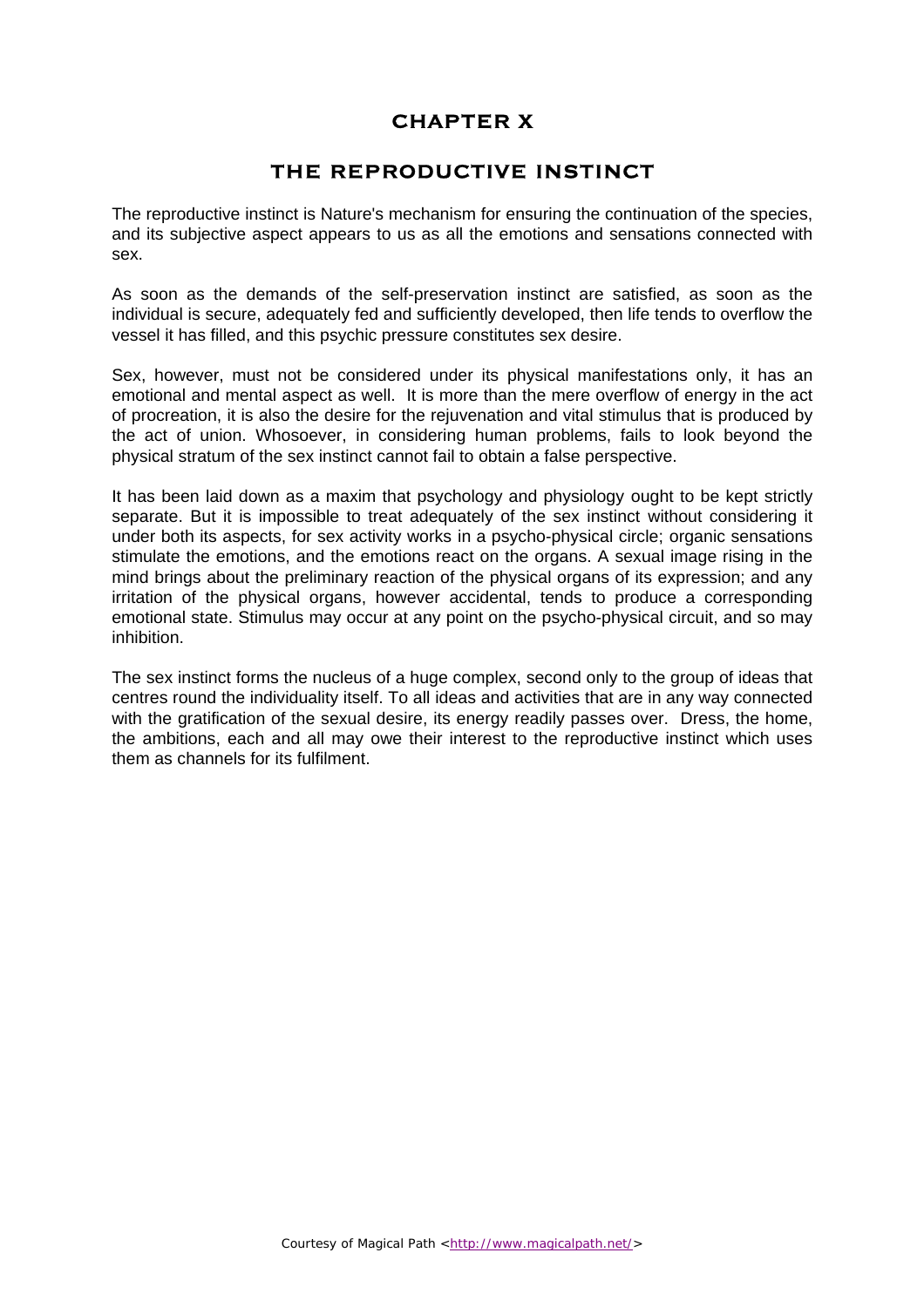# CHAPTER X

## THE REPRODUCTIVE INSTINCT

The reproductive instinct is Nature's mechanism for ensuring the continuation of the species, and its subjective aspect appears to us as all the emotions and sensations connected with sex.

As soon as the demands of the self-preservation instinct are satisfied, as soon as the individual is secure, adequately fed and sufficiently developed, then life tends to overflow the vessel it has filled, and this psychic pressure constitutes sex desire.

Sex, however, must not be considered under its physical manifestations only, it has an emotional and mental aspect as well. It is more than the mere overflow of energy in the act of procreation, it is also the desire for the rejuvenation and vital stimulus that is produced by the act of union. Whosoever, in considering human problems, fails to look beyond the physical stratum of the sex instinct cannot fail to obtain a false perspective.

It has been laid down as a maxim that psychology and physiology ought to be kept strictly separate. But it is impossible to treat adequately of the sex instinct without considering it under both its aspects, for sex activity works in a psycho-physical circle; organic sensations stimulate the emotions, and the emotions react on the organs. A sexual image rising in the mind brings about the preliminary reaction of the physical organs of its expression; and any irritation of the physical organs, however accidental, tends to produce a corresponding emotional state. Stimulus may occur at any point on the psycho-physical circuit, and so may inhibition.

The sex instinct forms the nucleus of a huge complex, second only to the group of ideas that centres round the individuality itself. To all ideas and activities that are in any way connected with the gratification of the sexual desire, its energy readily passes over. Dress, the home, the ambitions, each and all may owe their interest to the reproductive instinct which uses them as channels for its fulfilment.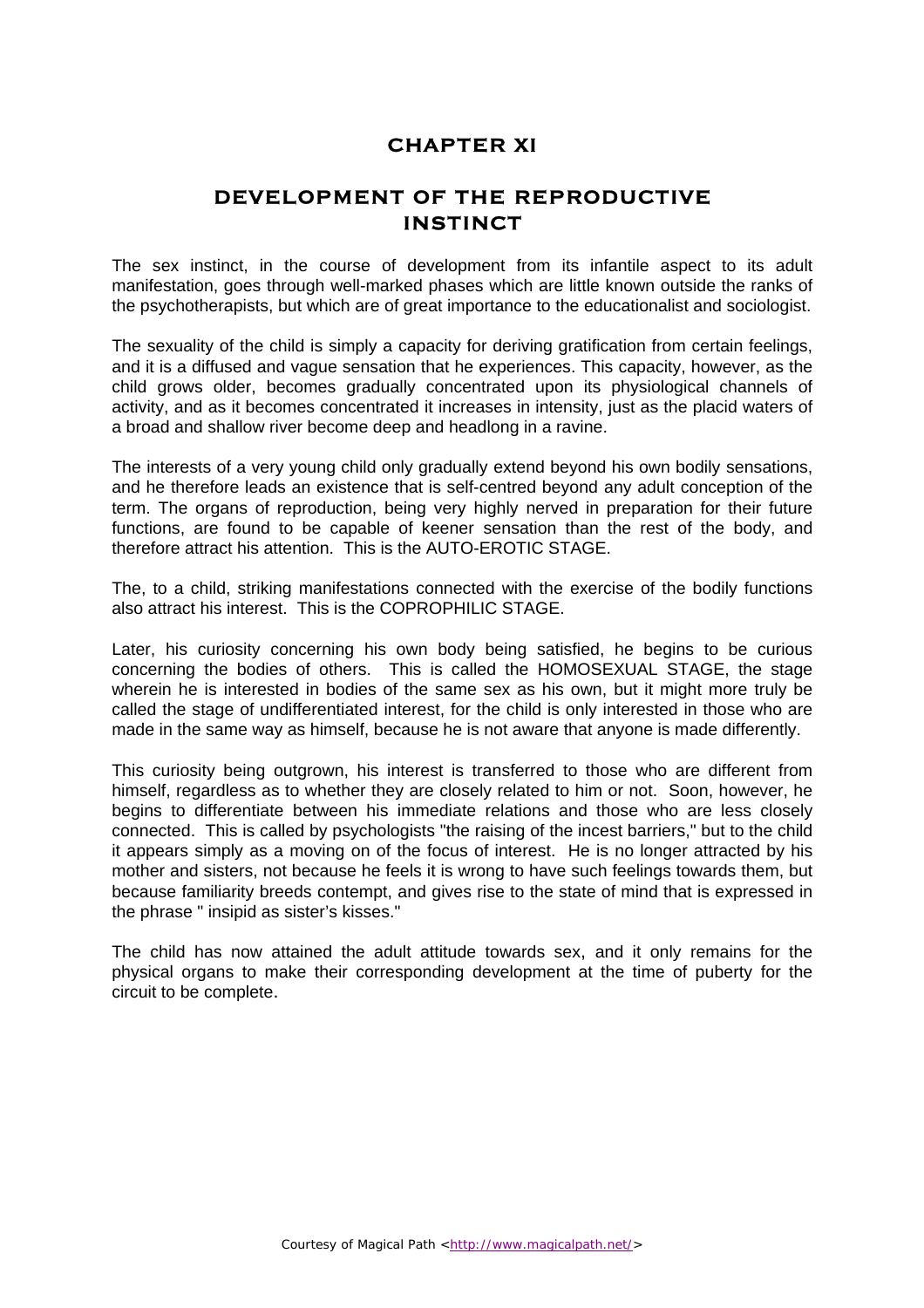# CHAPTER XI

## DEVELOPMENT OF THE REPRODUCTIVE INSTINCT

The sex instinct, in the course of development from its infantile aspect to its adult manifestation, goes through well-marked phases which are little known outside the ranks of the psychotherapists, but which are of great importance to the educationalist and sociologist.

The sexuality of the child is simply a capacity for deriving gratification from certain feelings, and it is a diffused and vague sensation that he experiences. This capacity, however, as the child grows older, becomes gradually concentrated upon its physiological channels of activity, and as it becomes concentrated it increases in intensity, just as the placid waters of a broad and shallow river become deep and headlong in a ravine.

The interests of a very young child only gradually extend beyond his own bodily sensations, and he therefore leads an existence that is self-centred beyond any adult conception of the term. The organs of reproduction, being very highly nerved in preparation for their future functions, are found to be capable of keener sensation than the rest of the body, and therefore attract his attention. This is the AUTO-EROTIC STAGE.

The, to a child, striking manifestations connected with the exercise of the bodily functions also attract his interest. This is the COPROPHILIC STAGE.

Later, his curiosity concerning his own body being satisfied, he begins to be curious concerning the bodies of others. This is called the HOMOSEXUAL STAGE, the stage wherein he is interested in bodies of the same sex as his own, but it might more truly be called the stage of undifferentiated interest, for the child is only interested in those who are made in the same way as himself, because he is not aware that anyone is made differently.

This curiosity being outgrown, his interest is transferred to those who are different from himself, regardless as to whether they are closely related to him or not. Soon, however, he begins to differentiate between his immediate relations and those who are less closely connected. This is called by psychologists "the raising of the incest barriers," but to the child it appears simply as a moving on of the focus of interest. He is no longer attracted by his mother and sisters, not because he feels it is wrong to have such feelings towards them, but because familiarity breeds contempt, and gives rise to the state of mind that is expressed in the phrase " insipid as sister's kisses."

The child has now attained the adult attitude towards sex, and it only remains for the physical organs to make their corresponding development at the time of puberty for the circuit to be complete.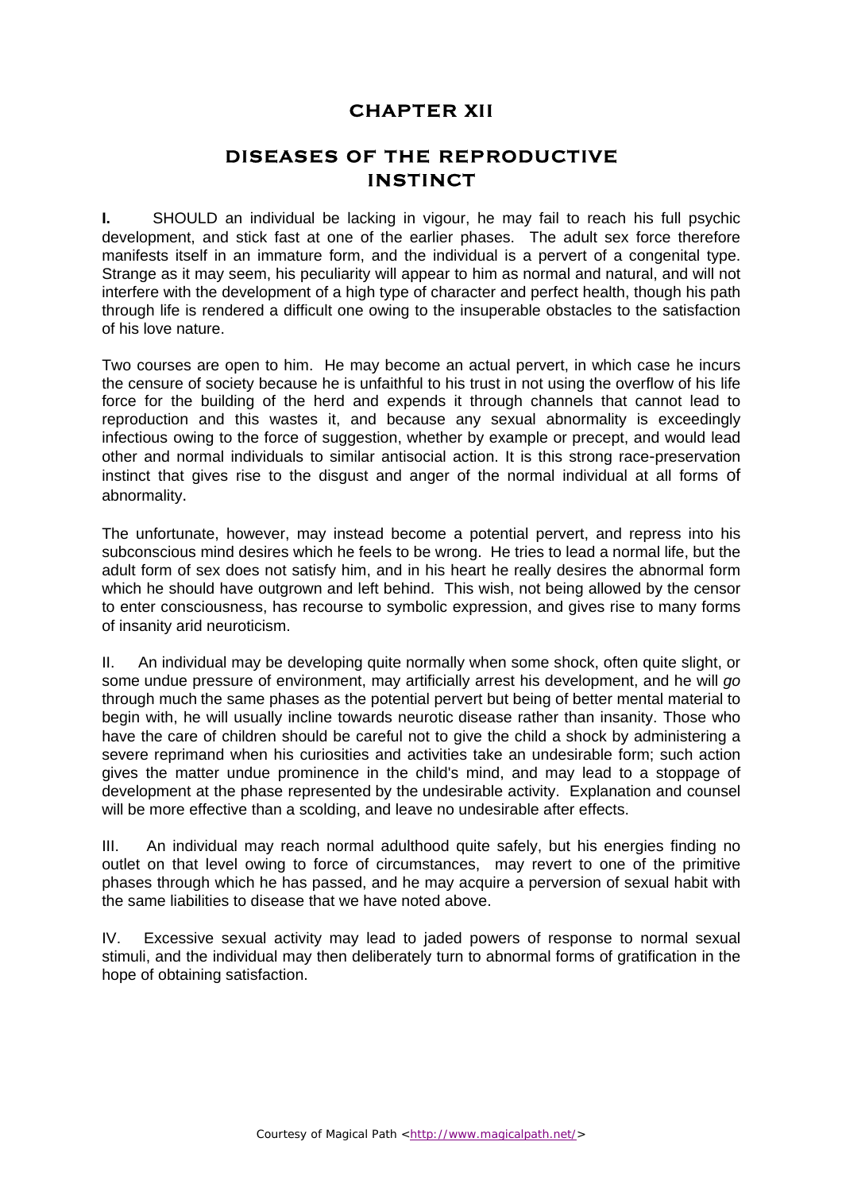# CHAPTER XII

## DISEASES OF THE REPRODUCTIVE INSTINCT

**I.** SHOULD an individual be lacking in vigour, he may fail to reach his full psychic development, and stick fast at one of the earlier phases. The adult sex force therefore manifests itself in an immature form, and the individual is a pervert of a congenital type. Strange as it may seem, his peculiarity will appear to him as normal and natural, and will not interfere with the development of a high type of character and perfect health, though his path through life is rendered a difficult one owing to the insuperable obstacles to the satisfaction of his love nature.

Two courses are open to him. He may become an actual pervert, in which case he incurs the censure of society because he is unfaithful to his trust in not using the overflow of his life force for the building of the herd and expends it through channels that cannot lead to reproduction and this wastes it, and because any sexual abnormality is exceedingly infectious owing to the force of suggestion, whether by example or precept, and would lead other and normal individuals to similar antisocial action. It is this strong race-preservation instinct that gives rise to the disgust and anger of the normal individual at all forms of abnormality.

The unfortunate, however, may instead become a potential pervert, and repress into his subconscious mind desires which he feels to be wrong. He tries to lead a normal life, but the adult form of sex does not satisfy him, and in his heart he really desires the abnormal form which he should have outgrown and left behind. This wish, not being allowed by the censor to enter consciousness, has recourse to symbolic expression, and gives rise to many forms of insanity arid neuroticism.

II. An individual may be developing quite normally when some shock, often quite slight, or some undue pressure of environment, may artificially arrest his development, and he will *go* through much the same phases as the potential pervert but being of better mental material to begin with, he will usually incline towards neurotic disease rather than insanity. Those who have the care of children should be careful not to give the child a shock by administering a severe reprimand when his curiosities and activities take an undesirable form; such action gives the matter undue prominence in the child's mind, and may lead to a stoppage of development at the phase represented by the undesirable activity. Explanation and counsel will be more effective than a scolding, and leave no undesirable after effects.

III. An individual may reach normal adulthood quite safely, but his energies finding no outlet on that level owing to force of circumstances, may revert to one of the primitive phases through which he has passed, and he may acquire a perversion of sexual habit with the same liabilities to disease that we have noted above.

IV. Excessive sexual activity may lead to jaded powers of response to normal sexual stimuli, and the individual may then deliberately turn to abnormal forms of gratification in the hope of obtaining satisfaction.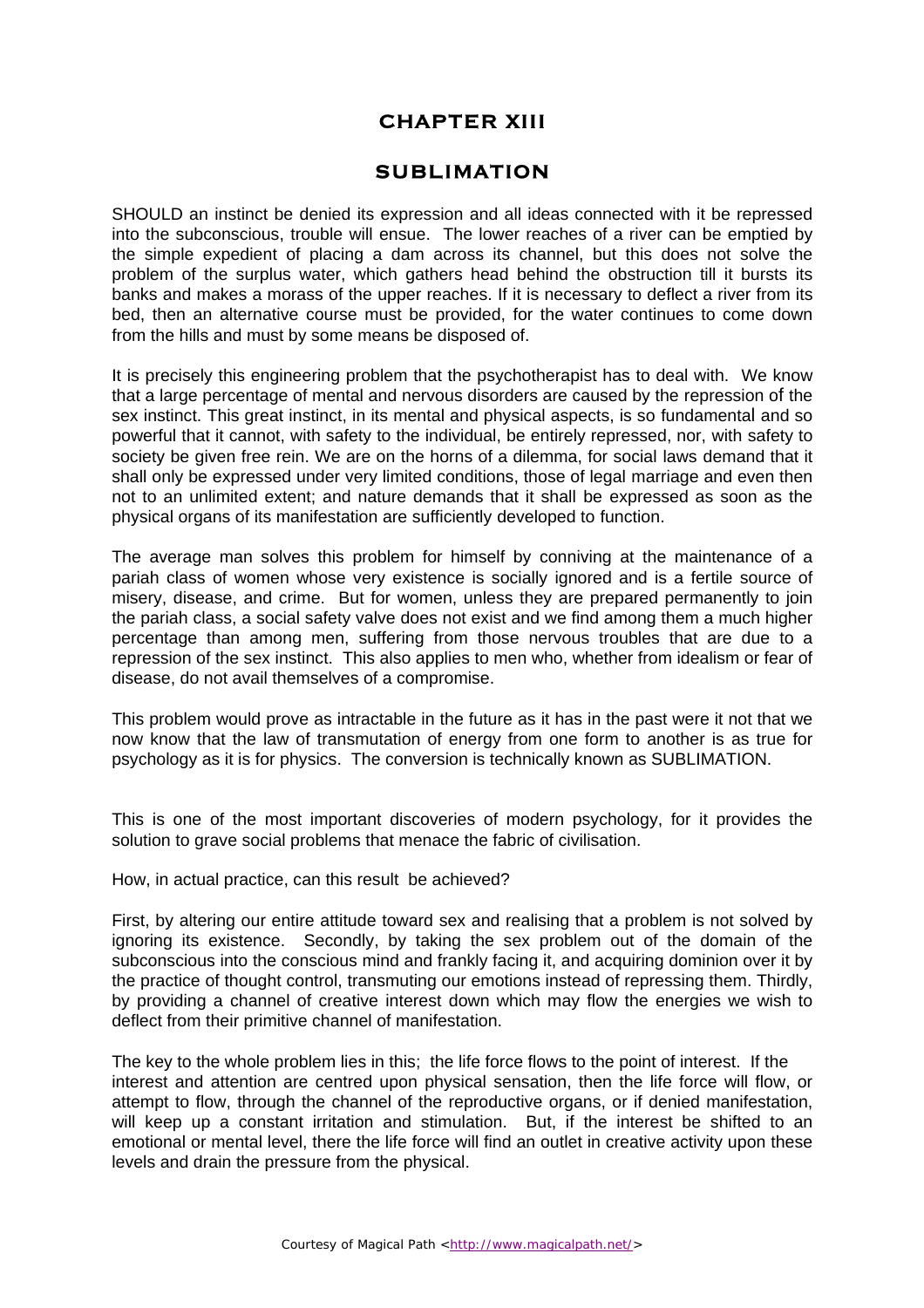# CHAPTER XIII

## SUBLIMATION

SHOULD an instinct be denied its expression and all ideas connected with it be repressed into the subconscious, trouble will ensue. The lower reaches of a river can be emptied by the simple expedient of placing a dam across its channel, but this does not solve the problem of the surplus water, which gathers head behind the obstruction till it bursts its banks and makes a morass of the upper reaches. If it is necessary to deflect a river from its bed, then an alternative course must be provided, for the water continues to come down from the hills and must by some means be disposed of.

It is precisely this engineering problem that the psychotherapist has to deal with. We know that a large percentage of mental and nervous disorders are caused by the repression of the sex instinct. This great instinct, in its mental and physical aspects, is so fundamental and so powerful that it cannot, with safety to the individual, be entirely repressed, nor, with safety to society be given free rein. We are on the horns of a dilemma, for social laws demand that it shall only be expressed under very limited conditions, those of legal marriage and even then not to an unlimited extent; and nature demands that it shall be expressed as soon as the physical organs of its manifestation are sufficiently developed to function.

The average man solves this problem for himself by conniving at the maintenance of a pariah class of women whose very existence is socially ignored and is a fertile source of misery, disease, and crime. But for women, unless they are prepared permanently to join the pariah class, a social safety valve does not exist and we find among them a much higher percentage than among men, suffering from those nervous troubles that are due to a repression of the sex instinct. This also applies to men who, whether from idealism or fear of disease, do not avail themselves of a compromise.

This problem would prove as intractable in the future as it has in the past were it not that we now know that the law of transmutation of energy from one form to another is as true for psychology as it is for physics. The conversion is technically known as SUBLIMATION.

This is one of the most important discoveries of modern psychology, for it provides the solution to grave social problems that menace the fabric of civilisation.

How, in actual practice, can this result be achieved?

First, by altering our entire attitude toward sex and realising that a problem is not solved by ignoring its existence. Secondly, by taking the sex problem out of the domain of the subconscious into the conscious mind and frankly facing it, and acquiring dominion over it by the practice of thought control, transmuting our emotions instead of repressing them. Thirdly, by providing a channel of creative interest down which may flow the energies we wish to deflect from their primitive channel of manifestation.

The key to the whole problem lies in this; the life force flows to the point of interest. If the interest and attention are centred upon physical sensation, then the life force will flow, or attempt to flow, through the channel of the reproductive organs, or if denied manifestation, will keep up a constant irritation and stimulation. But, if the interest be shifted to an emotional or mental level, there the life force will find an outlet in creative activity upon these levels and drain the pressure from the physical.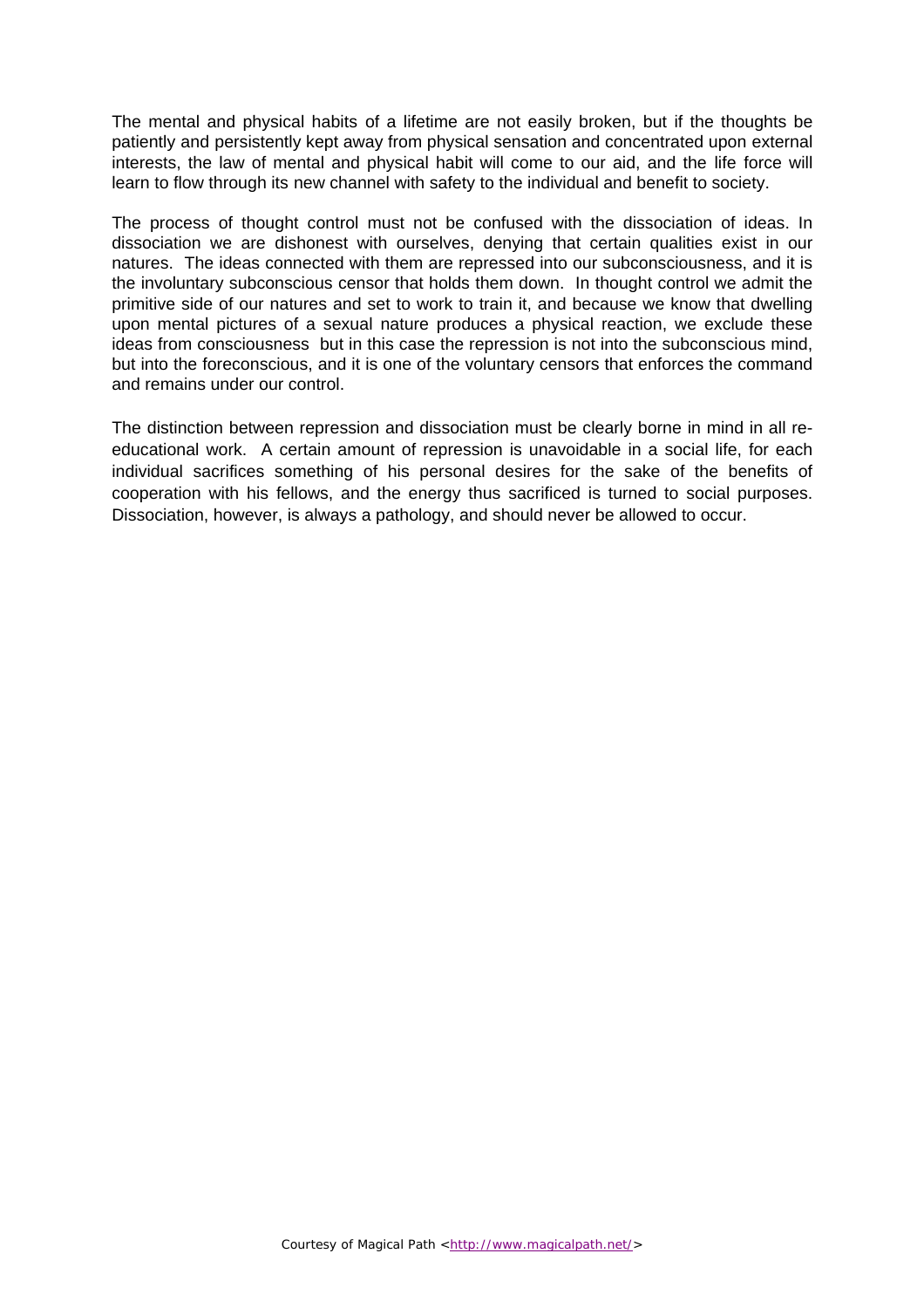The mental and physical habits of a lifetime are not easily broken, but if the thoughts be patiently and persistently kept away from physical sensation and concentrated upon external interests, the law of mental and physical habit will come to our aid, and the life force will learn to flow through its new channel with safety to the individual and benefit to society.

The process of thought control must not be confused with the dissociation of ideas. In dissociation we are dishonest with ourselves, denying that certain qualities exist in our natures. The ideas connected with them are repressed into our subconsciousness, and it is the involuntary subconscious censor that holds them down. In thought control we admit the primitive side of our natures and set to work to train it, and because we know that dwelling upon mental pictures of a sexual nature produces a physical reaction, we exclude these ideas from consciousness but in this case the repression is not into the subconscious mind, but into the foreconscious, and it is one of the voluntary censors that enforces the command and remains under our control.

The distinction between repression and dissociation must be clearly borne in mind in all re-educational work. A certain amount of repression is unavoidable in a social life, for each individual sacrifices something of his personal desires for the sake of the benefits of cooperation with his fellows, and the energy thus sacrificed is turned to social purposes. Dissociation, however, is always a pathology, and should never be allowed to occur.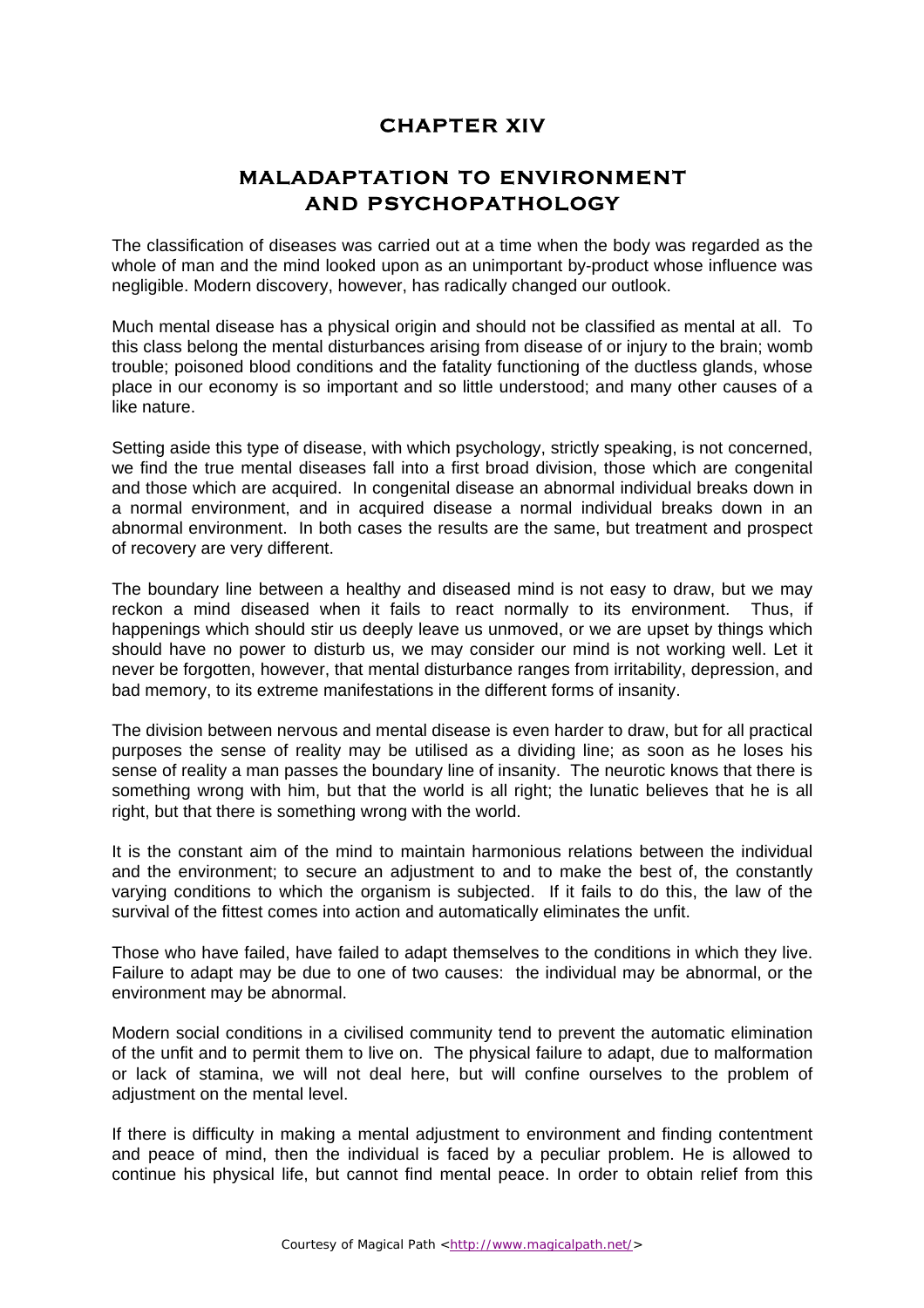# CHAPTER XIV

## MALADAPTATION TO ENVIRONMENT AND PSYCHOPATHOLOGY

The classification of diseases was carried out at a time when the body was regarded as the whole of man and the mind looked upon as an unimportant by-product whose influence was negligible. Modern discovery, however, has radically changed our outlook.

Much mental disease has a physical origin and should not be classified as mental at all. To this class belong the mental disturbances arising from disease of or injury to the brain; womb trouble; poisoned blood conditions and the fatality functioning of the ductless glands, whose place in our economy is so important and so little understood; and many other causes of a like nature.

Setting aside this type of disease, with which psychology, strictly speaking, is not concerned, we find the true mental diseases fall into a first broad division, those which are congenital and those which are acquired. In congenital disease an abnormal individual breaks down in a normal environment, and in acquired disease a normal individual breaks down in an abnormal environment. In both cases the results are the same, but treatment and prospect of recovery are very different.

The boundary line between a healthy and diseased mind is not easy to draw, but we may reckon a mind diseased when it fails to react normally to its environment. Thus, if happenings which should stir us deeply leave us unmoved, or we are upset by things which should have no power to disturb us, we may consider our mind is not working well. Let it never be forgotten, however, that mental disturbance ranges from irritability, depression, and bad memory, to its extreme manifestations in the different forms of insanity.

The division between nervous and mental disease is even harder to draw, but for all practical purposes the sense of reality may be utilised as a dividing line; as soon as he loses his sense of reality a man passes the boundary line of insanity. The neurotic knows that there is something wrong with him, but that the world is all right; the lunatic believes that he is all right, but that there is something wrong with the world.

It is the constant aim of the mind to maintain harmonious relations between the individual and the environment; to secure an adjustment to and to make the best of, the constantly varying conditions to which the organism is subjected. If it fails to do this, the law of the survival of the fittest comes into action and automatically eliminates the unfit.

Those who have failed, have failed to adapt themselves to the conditions in which they live. Failure to adapt may be due to one of two causes: the individual may be abnormal, or the environment may be abnormal.

Modern social conditions in a civilised community tend to prevent the automatic elimination of the unfit and to permit them to live on. The physical failure to adapt, due to malformation or lack of stamina, we will not deal here, but will confine ourselves to the problem of adjustment on the mental level.

If there is difficulty in making a mental adjustment to environment and finding contentment and peace of mind, then the individual is faced by a peculiar problem. He is allowed to continue his physical life, but cannot find mental peace. In order to obtain relief from this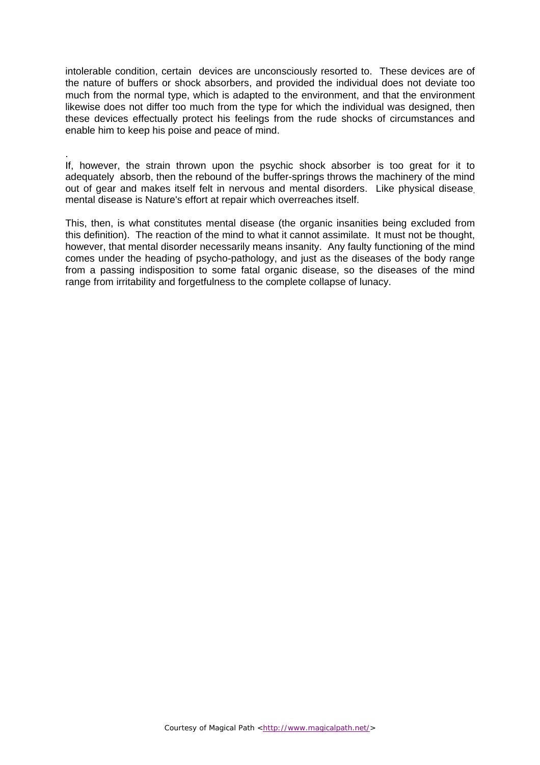intolerable condition, certain devices are unconsciously resorted to. These devices are of the nature of buffers or shock absorbers, and provided the individual does not deviate too much from the normal type, which is adapted to the environment, and that the environment likewise does not differ too much from the type for which the individual was designed, then these devices effectually protect his feelings from the rude shocks of circumstances and enable him to keep his poise and peace of mind.

.

If, however, the strain thrown upon the psychic shock absorber is too great for it to adequately absorb, then the rebound of the buffer-springs throws the machinery of the mind out of gear and makes itself felt in nervous and mental disorders. Like physical disease, mental disease is Nature's effort at repair which overreaches itself.

This, then, is what constitutes mental disease (the organic insanities being excluded from this definition). The reaction of the mind to what it cannot assimilate. It must not be thought, however, that mental disorder necessarily means insanity. Any faulty functioning of the mind comes under the heading of psycho-pathology, and just as the diseases of the body range from a passing indisposition to some fatal organic disease, so the diseases of the mind range from irritability and forgetfulness to the complete collapse of lunacy.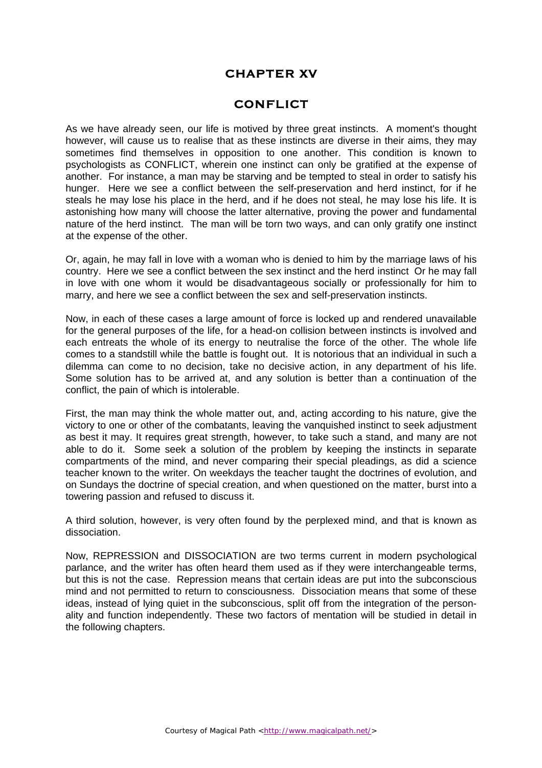# CHAPTER XV

## CONFLICT

As we have already seen, our life is motived by three great instincts. A moment's thought however, will cause us to realise that as these instincts are diverse in their aims, they may sometimes find themselves in opposition to one another. This condition is known to psychologists as CONFLICT, wherein one instinct can only be gratified at the expense of another. For instance, a man may be starving and be tempted to steal in order to satisfy his hunger. Here we see a conflict between the self-preservation and herd instinct, for if he steals he may lose his place in the herd, and if he does not steal, he may lose his life. It is astonishing how many will choose the latter alternative, proving the power and fundamental nature of the herd instinct. The man will be torn two ways, and can only gratify one instinct at the expense of the other.

Or, again, he may fall in love with a woman who is denied to him by the marriage laws of his country. Here we see a conflict between the sex instinct and the herd instinct Or he may fall in love with one whom it would be disadvantageous socially or professionally for him to marry, and here we see a conflict between the sex and self-preservation instincts.

Now, in each of these cases a large amount of force is locked up and rendered unavailable for the general purposes of the life, for a head-on collision between instincts is involved and each entreats the whole of its energy to neutralise the force of the other. The whole life comes to a standstill while the battle is fought out. It is notorious that an individual in such a dilemma can come to no decision, take no decisive action, in any department of his life. Some solution has to be arrived at, and any solution is better than a continuation of the conflict, the pain of which is intolerable.

First, the man may think the whole matter out, and, acting according to his nature, give the victory to one or other of the combatants, leaving the vanquished instinct to seek adjustment as best it may. It requires great strength, however, to take such a stand, and many are not able to do it. Some seek a solution of the problem by keeping the instincts in separate compartments of the mind, and never comparing their special pleadings, as did a science teacher known to the writer. On weekdays the teacher taught the doctrines of evolution, and on Sundays the doctrine of special creation, and when questioned on the matter, burst into a towering passion and refused to discuss it.

A third solution, however, is very often found by the perplexed mind, and that is known as dissociation.

Now, REPRESSION and DISSOCIATION are two terms current in modern psychological parlance, and the writer has often heard them used as if they were interchangeable terms, but this is not the case. Repression means that certain ideas are put into the subconscious mind and not permitted to return to consciousness. Dissociation means that some of these ideas, instead of lying quiet in the subconscious, split off from the integration of the personality and function independently. These two factors of mentation will be studied in detail in the following chapters.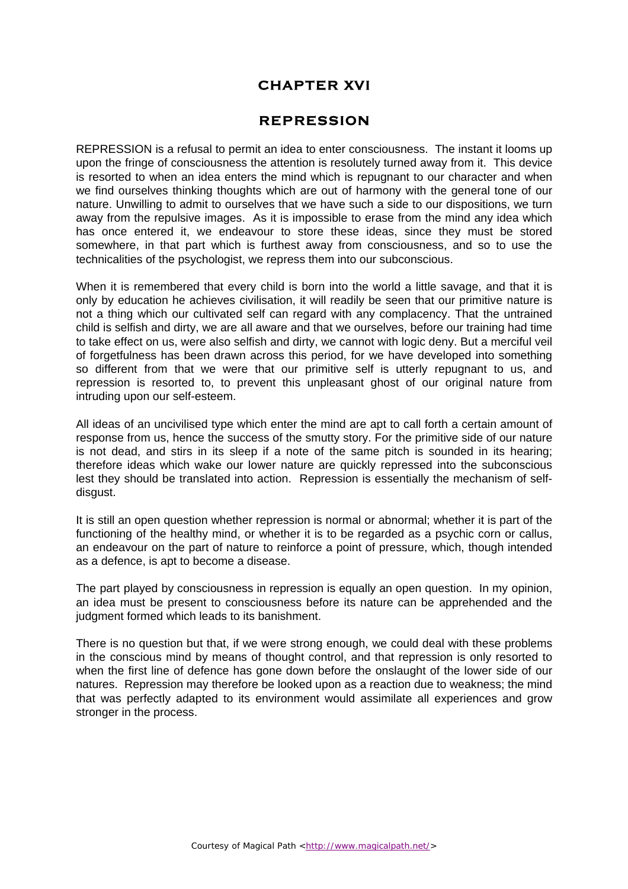# CHAPTER XVI

## REPRESSION

REPRESSION is a refusal to permit an idea to enter consciousness. The instant it looms up upon the fringe of consciousness the attention is resolutely turned away from it. This device is resorted to when an idea enters the mind which is repugnant to our character and when we find ourselves thinking thoughts which are out of harmony with the general tone of our nature. Unwilling to admit to ourselves that we have such a side to our dispositions, we turn away from the repulsive images. As it is impossible to erase from the mind any idea which has once entered it, we endeavour to store these ideas, since they must be stored somewhere, in that part which is furthest away from consciousness, and so to use the technicalities of the psychologist, we repress them into our subconscious.

When it is remembered that every child is born into the world a little savage, and that it is only by education he achieves civilisation, it will readily be seen that our primitive nature is not a thing which our cultivated self can regard with any complacency. That the untrained child is selfish and dirty, we are all aware and that we ourselves, before our training had time to take effect on us, were also selfish and dirty, we cannot with logic deny. But a merciful veil of forgetfulness has been drawn across this period, for we have developed into something so different from that we were that our primitive self is utterly repugnant to us, and repression is resorted to, to prevent this unpleasant ghost of our original nature from intruding upon our self-esteem.

All ideas of an uncivilised type which enter the mind are apt to call forth a certain amount of response from us, hence the success of the smutty story. For the primitive side of our nature is not dead, and stirs in its sleep if a note of the same pitch is sounded in its hearing; therefore ideas which wake our lower nature are quickly repressed into the subconscious lest they should be translated into action. Repression is essentially the mechanism of self-disgust.

It is still an open question whether repression is normal or abnormal; whether it is part of the functioning of the healthy mind, or whether it is to be regarded as a psychic corn or callus, an endeavour on the part of nature to reinforce a point of pressure, which, though intended as a defence, is apt to become a disease.

The part played by consciousness in repression is equally an open question. In my opinion, an idea must be present to consciousness before its nature can be apprehended and the judgment formed which leads to its banishment.

There is no question but that, if we were strong enough, we could deal with these problems in the conscious mind by means of thought control, and that repression is only resorted to when the first line of defence has gone down before the onslaught of the lower side of our natures. Repression may therefore be looked upon as a reaction due to weakness; the mind that was perfectly adapted to its environment would assimilate all experiences and grow stronger in the process.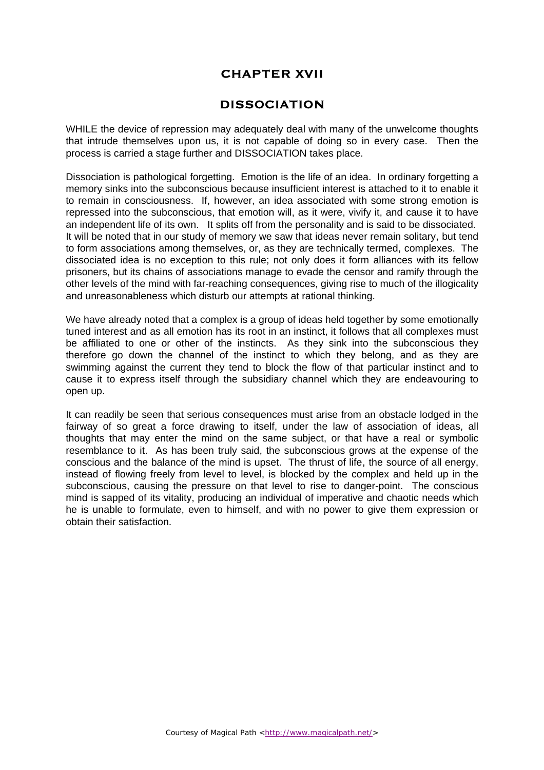# CHAPTER XVII

## DISSOCIATION

WHILE the device of repression may adequately deal with many of the unwelcome thoughts that intrude themselves upon us, it is not capable of doing so in every case. Then the process is carried a stage further and DISSOCIATION takes place.

Dissociation is pathological forgetting. Emotion is the life of an idea. In ordinary forgetting a memory sinks into the subconscious because insufficient interest is attached to it to enable it to remain in consciousness. If, however, an idea associated with some strong emotion is repressed into the subconscious, that emotion will, as it were, vivify it, and cause it to have an independent life of its own. It splits off from the personality and is said to be dissociated. It will be noted that in our study of memory we saw that ideas never remain solitary, but tend to form associations among themselves, or, as they are technically termed, complexes. The dissociated idea is no exception to this rule; not only does it form alliances with its fellow prisoners, but its chains of associations manage to evade the censor and ramify through the other levels of the mind with far-reaching consequences, giving rise to much of the illogicality and unreasonableness which disturb our attempts at rational thinking.

We have already noted that a complex is a group of ideas held together by some emotionally tuned interest and as all emotion has its root in an instinct, it follows that all complexes must be affiliated to one or other of the instincts. As they sink into the subconscious they therefore go down the channel of the instinct to which they belong, and as they are swimming against the current they tend to block the flow of that particular instinct and to cause it to express itself through the subsidiary channel which they are endeavouring to open up.

It can readily be seen that serious consequences must arise from an obstacle lodged in the fairway of so great a force drawing to itself, under the law of association of ideas, all thoughts that may enter the mind on the same subject, or that have a real or symbolic resemblance to it. As has been truly said, the subconscious grows at the expense of the conscious and the balance of the mind is upset. The thrust of life, the source of all energy, instead of flowing freely from level to level, is blocked by the complex and held up in the subconscious, causing the pressure on that level to rise to danger-point. The conscious mind is sapped of its vitality, producing an individual of imperative and chaotic needs which he is unable to formulate, even to himself, and with no power to give them expression or obtain their satisfaction.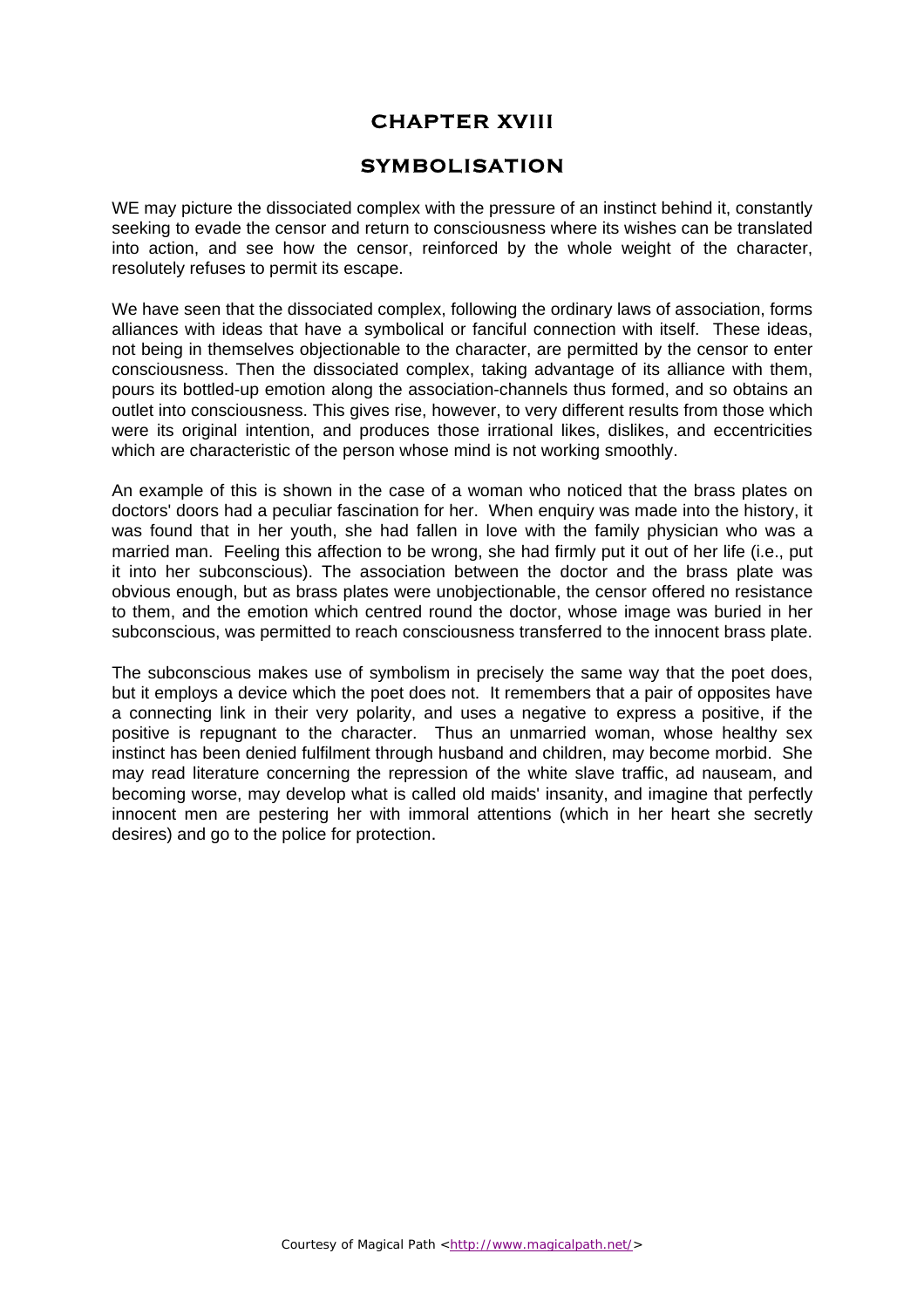# CHAPTER XVIII

## SYMBOLISATION

WE may picture the dissociated complex with the pressure of an instinct behind it, constantly seeking to evade the censor and return to consciousness where its wishes can be translated into action, and see how the censor, reinforced by the whole weight of the character, resolutely refuses to permit its escape.

We have seen that the dissociated complex, following the ordinary laws of association, forms alliances with ideas that have a symbolical or fanciful connection with itself. These ideas, not being in themselves objectionable to the character, are permitted by the censor to enter consciousness. Then the dissociated complex, taking advantage of its alliance with them, pours its bottled-up emotion along the association-channels thus formed, and so obtains an outlet into consciousness. This gives rise, however, to very different results from those which were its original intention, and produces those irrational likes, dislikes, and eccentricities which are characteristic of the person whose mind is not working smoothly.

An example of this is shown in the case of a woman who noticed that the brass plates on doctors' doors had a peculiar fascination for her. When enquiry was made into the history, it was found that in her youth, she had fallen in love with the family physician who was a married man. Feeling this affection to be wrong, she had firmly put it out of her life (i.e., put it into her subconscious). The association between the doctor and the brass plate was obvious enough, but as brass plates were unobjectionable, the censor offered no resistance to them, and the emotion which centred round the doctor, whose image was buried in her subconscious, was permitted to reach consciousness transferred to the innocent brass plate.

The subconscious makes use of symbolism in precisely the same way that the poet does, but it employs a device which the poet does not. It remembers that a pair of opposites have a connecting link in their very polarity, and uses a negative to express a positive, if the positive is repugnant to the character. Thus an unmarried woman, whose healthy sex instinct has been denied fulfilment through husband and children, may become morbid. She may read literature concerning the repression of the white slave traffic, ad nauseam, and becoming worse, may develop what is called old maids' insanity, and imagine that perfectly innocent men are pestering her with immoral attentions (which in her heart she secretly desires) and go to the police for protection.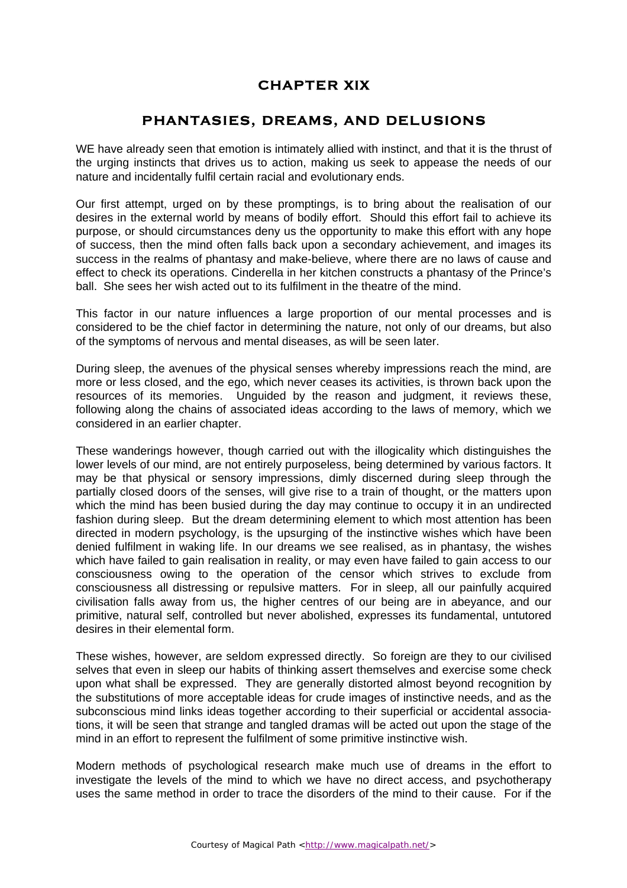# CHAPTER XIX

## PHANTASIES, DREAMS, AND DELUSIONS

WE have already seen that emotion is intimately allied with instinct, and that it is the thrust of the urging instincts that drives us to action, making us seek to appease the needs of our nature and incidentally fulfil certain racial and evolutionary ends.

Our first attempt, urged on by these promptings, is to bring about the realisation of our desires in the external world by means of bodily effort. Should this effort fail to achieve its purpose, or should circumstances deny us the opportunity to make this effort with any hope of success, then the mind often falls back upon a secondary achievement, and images its success in the realms of phantasy and make-believe, where there are no laws of cause and effect to check its operations. Cinderella in her kitchen constructs a phantasy of the Prince's ball. She sees her wish acted out to its fulfilment in the theatre of the mind.

This factor in our nature influences a large proportion of our mental processes and is considered to be the chief factor in determining the nature, not only of our dreams, but also of the symptoms of nervous and mental diseases, as will be seen later.

During sleep, the avenues of the physical senses whereby impressions reach the mind, are more or less closed, and the ego, which never ceases its activities, is thrown back upon the resources of its memories. Unguided by the reason and judgment, it reviews these, following along the chains of associated ideas according to the laws of memory, which we considered in an earlier chapter.

These wanderings however, though carried out with the illogicality which distinguishes the lower levels of our mind, are not entirely purposeless, being determined by various factors. It may be that physical or sensory impressions, dimly discerned during sleep through the partially closed doors of the senses, will give rise to a train of thought, or the matters upon which the mind has been busied during the day may continue to occupy it in an undirected fashion during sleep. But the dream determining element to which most attention has been directed in modern psychology, is the upsurging of the instinctive wishes which have been denied fulfilment in waking life. In our dreams we see realised, as in phantasy, the wishes which have failed to gain realisation in reality, or may even have failed to gain access to our consciousness owing to the operation of the censor which strives to exclude from consciousness all distressing or repulsive matters. For in sleep, all our painfully acquired civilisation falls away from us, the higher centres of our being are in abeyance, and our primitive, natural self, controlled but never abolished, expresses its fundamental, untutored desires in their elemental form.

These wishes, however, are seldom expressed directly. So foreign are they to our civilised selves that even in sleep our habits of thinking assert themselves and exercise some check upon what shall be expressed. They are generally distorted almost beyond recognition by the substitutions of more acceptable ideas for crude images of instinctive needs, and as the subconscious mind links ideas together according to their superficial or accidental associations, it will be seen that strange and tangled dramas will be acted out upon the stage of the mind in an effort to represent the fulfilment of some primitive instinctive wish.

Modern methods of psychological research make much use of dreams in the effort to investigate the levels of the mind to which we have no direct access, and psychotherapy uses the same method in order to trace the disorders of the mind to their cause. For if the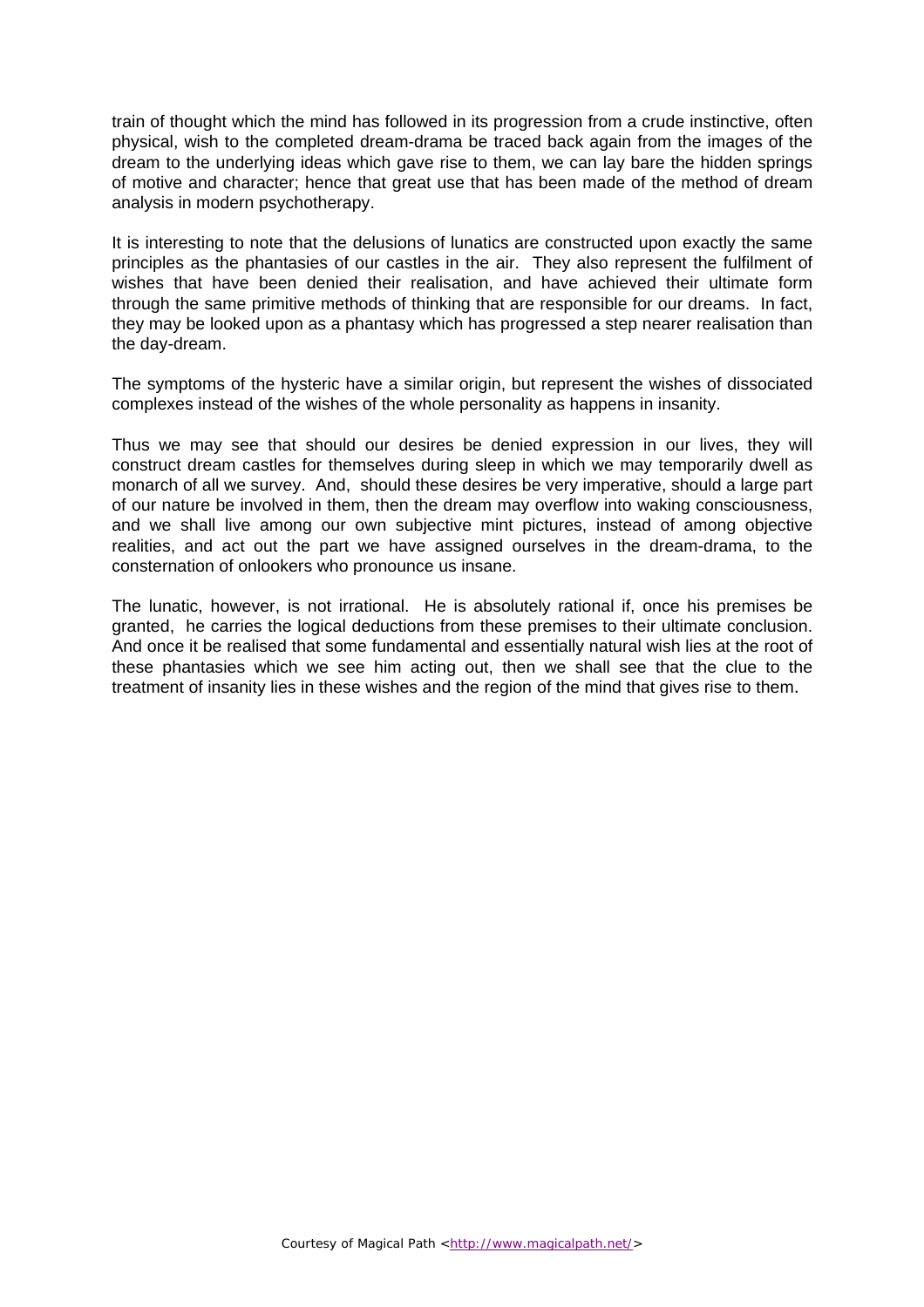train of thought which the mind has followed in its progression from a crude instinctive, often physical, wish to the completed dream-drama be traced back again from the images of the dream to the underlying ideas which gave rise to them, we can lay bare the hidden springs of motive and character; hence that great use that has been made of the method of dream analysis in modern psychotherapy.

It is interesting to note that the delusions of lunatics are constructed upon exactly the same principles as the phantasies of our castles in the air. They also represent the fulfilment of wishes that have been denied their realisation, and have achieved their ultimate form through the same primitive methods of thinking that are responsible for our dreams. In fact, they may be looked upon as a phantasy which has progressed a step nearer realisation than the day-dream.

The symptoms of the hysteric have a similar origin, but represent the wishes of dissociated complexes instead of the wishes of the whole personality as happens in insanity.

Thus we may see that should our desires be denied expression in our lives, they will construct dream castles for themselves during sleep in which we may temporarily dwell as monarch of all we survey. And, should these desires be very imperative, should a large part of our nature be involved in them, then the dream may overflow into waking consciousness, and we shall live among our own subjective mint pictures, instead of among objective realities, and act out the part we have assigned ourselves in the dream-drama, to the consternation of onlookers who pronounce us insane.

The lunatic, however, is not irrational. He is absolutely rational if, once his premises be granted, he carries the logical deductions from these premises to their ultimate conclusion. And once it be realised that some fundamental and essentially natural wish lies at the root of these phantasies which we see him acting out, then we shall see that the clue to the treatment of insanity lies in these wishes and the region of the mind that gives rise to them.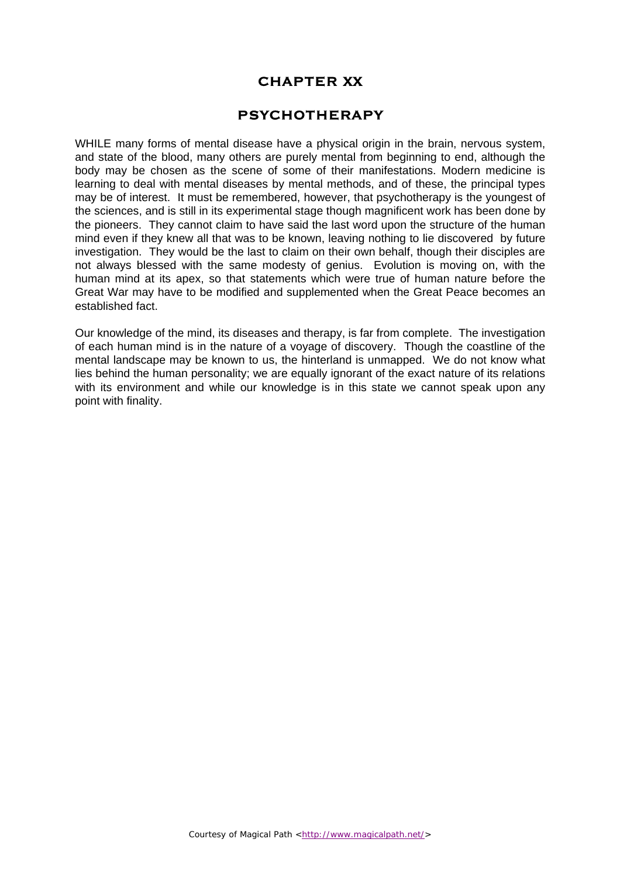# CHAPTER XX

## PSYCHOTHERAPY

WHILE many forms of mental disease have a physical origin in the brain, nervous system, and state of the blood, many others are purely mental from beginning to end, although the body may be chosen as the scene of some of their manifestations. Modern medicine is learning to deal with mental diseases by mental methods, and of these, the principal types may be of interest. It must be remembered, however, that psychotherapy is the youngest of the sciences, and is still in its experimental stage though magnificent work has been done by the pioneers. They cannot claim to have said the last word upon the structure of the human mind even if they knew all that was to be known, leaving nothing to lie discovered by future investigation. They would be the last to claim on their own behalf, though their disciples are not always blessed with the same modesty of genius. Evolution is moving on, with the human mind at its apex, so that statements which were true of human nature before the Great War may have to be modified and supplemented when the Great Peace becomes an established fact.

Our knowledge of the mind, its diseases and therapy, is far from complete. The investigation of each human mind is in the nature of a voyage of discovery. Though the coastline of the mental landscape may be known to us, the hinterland is unmapped. We do not know what lies behind the human personality; we are equally ignorant of the exact nature of its relations with its environment and while our knowledge is in this state we cannot speak upon any point with finality.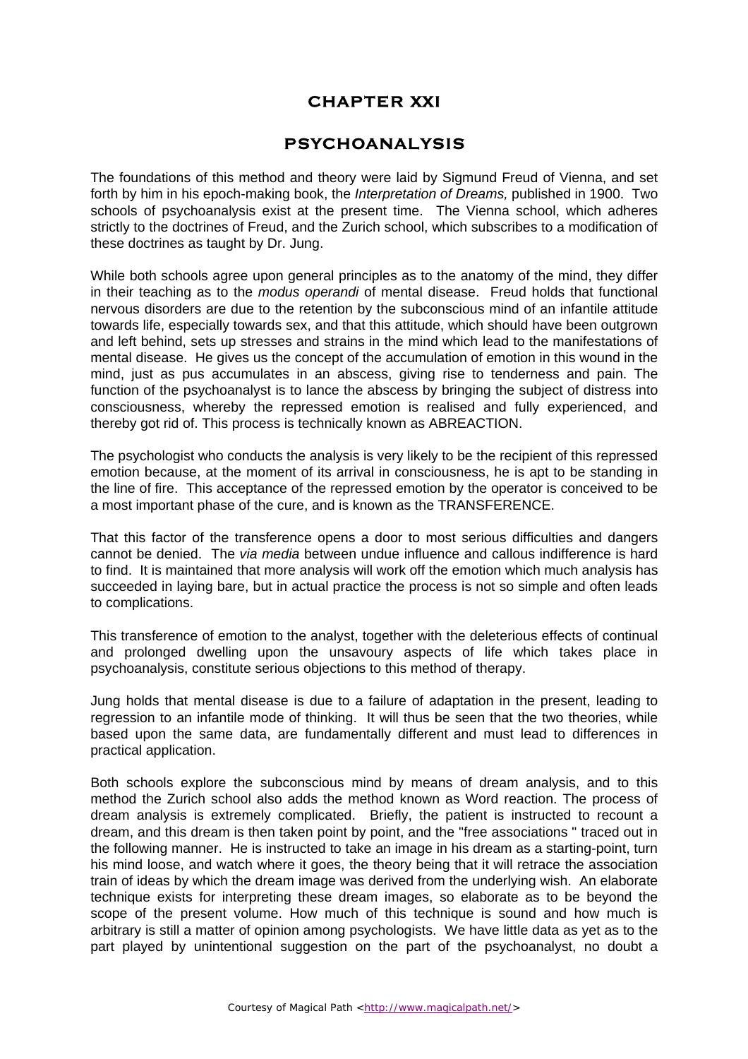# CHAPTER XXI

## PSYCHOANALYSIS

The foundations of this method and theory were laid by Sigmund Freud of Vienna, and set forth by him in his epoch-making book, the *Interpretation of Dreams,* published in 1900. Two schools of psychoanalysis exist at the present time. The Vienna school, which adheres strictly to the doctrines of Freud, and the Zurich school, which subscribes to a modification of these doctrines as taught by Dr. Jung.

While both schools agree upon general principles as to the anatomy of the mind, they differ in their teaching as to the *modus operandi* of mental disease. Freud holds that functional nervous disorders are due to the retention by the subconscious mind of an infantile attitude towards life, especially towards sex, and that this attitude, which should have been outgrown and left behind, sets up stresses and strains in the mind which lead to the manifestations of mental disease. He gives us the concept of the accumulation of emotion in this wound in the mind, just as pus accumulates in an abscess, giving rise to tenderness and pain. The function of the psychoanalyst is to lance the abscess by bringing the subject of distress into consciousness, whereby the repressed emotion is realised and fully experienced, and thereby got rid of. This process is technically known as ABREACTION.

The psychologist who conducts the analysis is very likely to be the recipient of this repressed emotion because, at the moment of its arrival in consciousness, he is apt to be standing in the line of fire. This acceptance of the repressed emotion by the operator is conceived to be a most important phase of the cure, and is known as the TRANSFERENCE.

That this factor of the transference opens a door to most serious difficulties and dangers cannot be denied. The *via media* between undue influence and callous indifference is hard to find. It is maintained that more analysis will work off the emotion which much analysis has succeeded in laying bare, but in actual practice the process is not so simple and often leads to complications.

This transference of emotion to the analyst, together with the deleterious effects of continual and prolonged dwelling upon the unsavoury aspects of life which takes place in psychoanalysis, constitute serious objections to this method of therapy.

Jung holds that mental disease is due to a failure of adaptation in the present, leading to regression to an infantile mode of thinking. It will thus be seen that the two theories, while based upon the same data, are fundamentally different and must lead to differences in practical application.

Both schools explore the subconscious mind by means of dream analysis, and to this method the Zurich school also adds the method known as Word reaction. The process of dream analysis is extremely complicated. Briefly, the patient is instructed to recount a dream, and this dream is then taken point by point, and the "free associations " traced out in the following manner. He is instructed to take an image in his dream as a starting-point, turn his mind loose, and watch where it goes, the theory being that it will retrace the association train of ideas by which the dream image was derived from the underlying wish. An elaborate technique exists for interpreting these dream images, so elaborate as to be beyond the scope of the present volume. How much of this technique is sound and how much is arbitrary is still a matter of opinion among psychologists. We have little data as yet as to the part played by unintentional suggestion on the part of the psychoanalyst, no doubt a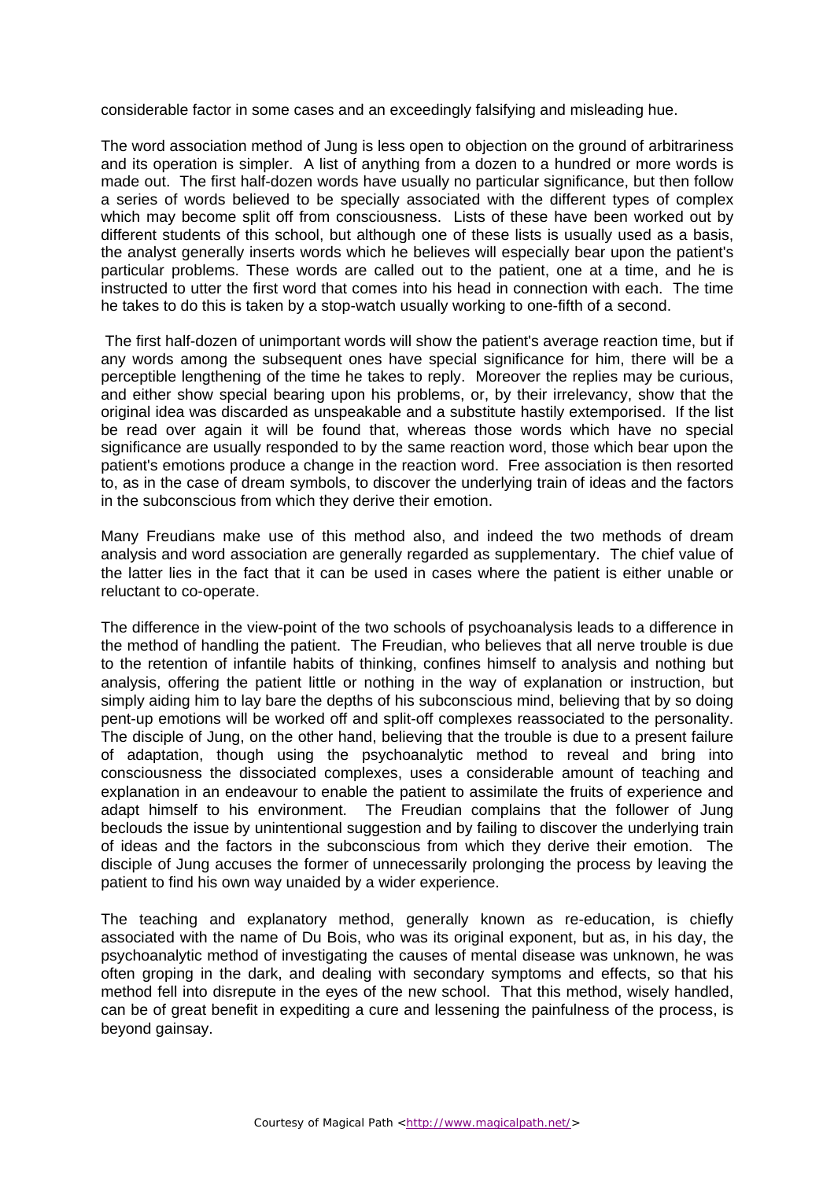considerable factor in some cases and an exceedingly falsifying and misleading hue.

The word association method of Jung is less open to objection on the ground of arbitrariness and its operation is simpler. A list of anything from a dozen to a hundred or more words is made out. The first half-dozen words have usually no particular significance, but then follow a series of words believed to be specially associated with the different types of complex which may become split off from consciousness. Lists of these have been worked out by different students of this school, but although one of these lists is usually used as a basis, the analyst generally inserts words which he believes will especially bear upon the patient's particular problems. These words are called out to the patient, one at a time, and he is instructed to utter the first word that comes into his head in connection with each. The time he takes to do this is taken by a stop-watch usually working to one-fifth of a second.

The first half-dozen of unimportant words will show the patient's average reaction time, but if any words among the subsequent ones have special significance for him, there will be a perceptible lengthening of the time he takes to reply. Moreover the replies may be curious, and either show special bearing upon his problems, or, by their irrelevancy, show that the original idea was discarded as unspeakable and a substitute hastily extemporised. If the list be read over again it will be found that, whereas those words which have no special significance are usually responded to by the same reaction word, those which bear upon the patient's emotions produce a change in the reaction word. Free association is then resorted to, as in the case of dream symbols, to discover the underlying train of ideas and the factors in the subconscious from which they derive their emotion.

Many Freudians make use of this method also, and indeed the two methods of dream analysis and word association are generally regarded as supplementary. The chief value of the latter lies in the fact that it can be used in cases where the patient is either unable or reluctant to co-operate.

The difference in the view-point of the two schools of psychoanalysis leads to a difference in the method of handling the patient. The Freudian, who believes that all nerve trouble is due to the retention of infantile habits of thinking, confines himself to analysis and nothing but analysis, offering the patient little or nothing in the way of explanation or instruction, but simply aiding him to lay bare the depths of his subconscious mind, believing that by so doing pent-up emotions will be worked off and split-off complexes reassociated to the personality. The disciple of Jung, on the other hand, believing that the trouble is due to a present failure of adaptation, though using the psychoanalytic method to reveal and bring into consciousness the dissociated complexes, uses a considerable amount of teaching and explanation in an endeavour to enable the patient to assimilate the fruits of experience and adapt himself to his environment. The Freudian complains that the follower of Jung beclouds the issue by unintentional suggestion and by failing to discover the underlying train of ideas and the factors in the subconscious from which they derive their emotion. The disciple of Jung accuses the former of unnecessarily prolonging the process by leaving the patient to find his own way unaided by a wider experience.

The teaching and explanatory method, generally known as re-education, is chiefly associated with the name of Du Bois, who was its original exponent, but as, in his day, the psychoanalytic method of investigating the causes of mental disease was unknown, he was often groping in the dark, and dealing with secondary symptoms and effects, so that his method fell into disrepute in the eyes of the new school. That this method, wisely handled, can be of great benefit in expediting a cure and lessening the painfulness of the process, is beyond gainsay.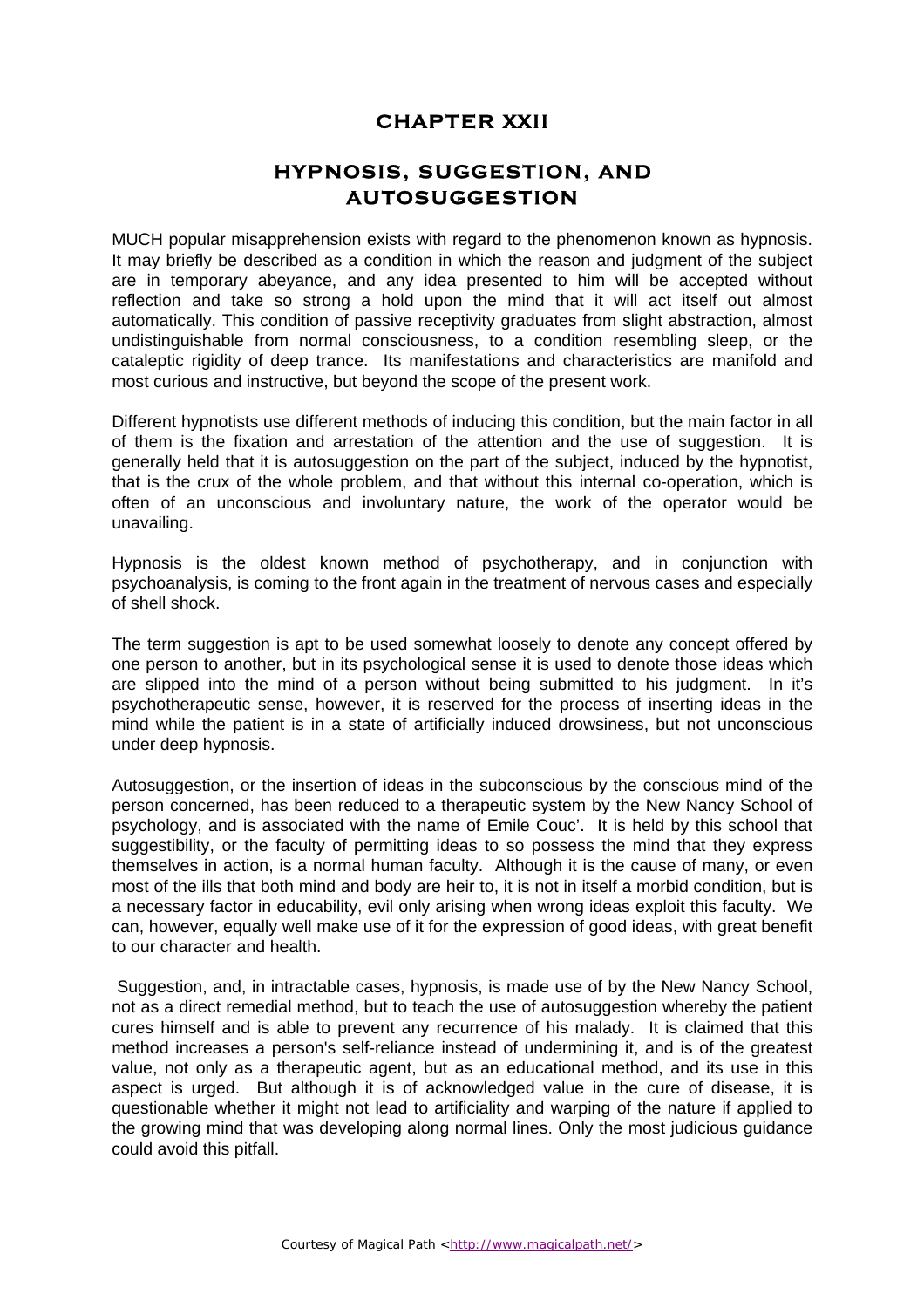## CHAPTER XXII

## HYPNOSIS, SUGGESTION, AND AUTOSUGGESTION

MUCH popular misapprehension exists with regard to the phenomenon known as hypnosis. It may briefly be described as a condition in which the reason and judgment of the subject are in temporary abeyance, and any idea presented to him will be accepted without reflection and take so strong a hold upon the mind that it will act itself out almost automatically. This condition of passive receptivity graduates from slight abstraction, almost undistinguishable from normal consciousness, to a condition resembling sleep, or the cataleptic rigidity of deep trance. Its manifestations and characteristics are manifold and most curious and instructive, but beyond the scope of the present work.

Different hypnotists use different methods of inducing this condition, but the main factor in all of them is the fixation and arrestation of the attention and the use of suggestion. It is generally held that it is autosuggestion on the part of the subject, induced by the hypnotist, that is the crux of the whole problem, and that without this internal co-operation, which is often of an unconscious and involuntary nature, the work of the operator would be unavailing.

Hypnosis is the oldest known method of psychotherapy, and in conjunction with psychoanalysis, is coming to the front again in the treatment of nervous cases and especially of shell shock.

The term suggestion is apt to be used somewhat loosely to denote any concept offered by one person to another, but in its psychological sense it is used to denote those ideas which are slipped into the mind of a person without being submitted to his judgment. In it's psychotherapeutic sense, however, it is reserved for the process of inserting ideas in the mind while the patient is in a state of artificially induced drowsiness, but not unconscious under deep hypnosis.

Autosuggestion, or the insertion of ideas in the subconscious by the conscious mind of the person concerned, has been reduced to a therapeutic system by the New Nancy School of psychology, and is associated with the name of Emile Couc'. It is held by this school that suggestibility, or the faculty of permitting ideas to so possess the mind that they express themselves in action, is a normal human faculty. Although it is the cause of many, or even most of the ills that both mind and body are heir to, it is not in itself a morbid condition, but is a necessary factor in educability, evil only arising when wrong ideas exploit this faculty. We can, however, equally well make use of it for the expression of good ideas, with great benefit to our character and health.

Suggestion, and, in intractable cases, hypnosis, is made use of by the New Nancy School, not as a direct remedial method, but to teach the use of autosuggestion whereby the patient cures himself and is able to prevent any recurrence of his malady. It is claimed that this method increases a person's self-reliance instead of undermining it, and is of the greatest value, not only as a therapeutic agent, but as an educational method, and its use in this aspect is urged. But although it is of acknowledged value in the cure of disease, it is questionable whether it might not lead to artificiality and warping of the nature if applied to the growing mind that was developing along normal lines. Only the most judicious guidance could avoid this pitfall.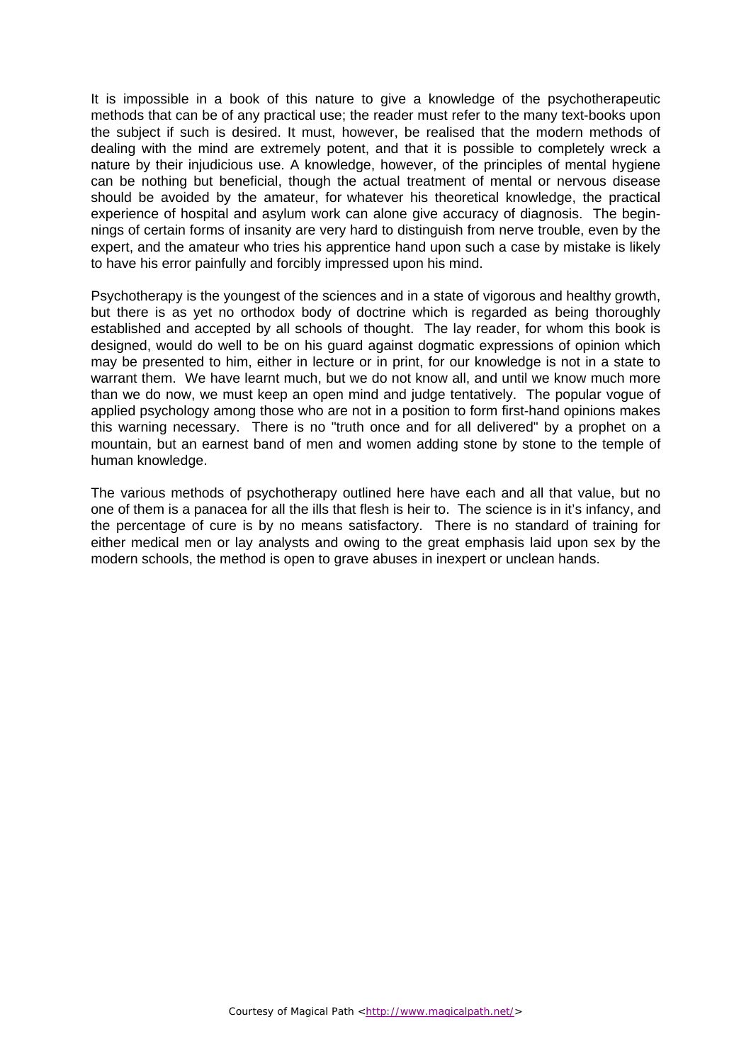It is impossible in a book of this nature to give a knowledge of the psychotherapeutic methods that can be of any practical use; the reader must refer to the many text-books upon the subject if such is desired. It must, however, be realised that the modern methods of dealing with the mind are extremely potent, and that it is possible to completely wreck a nature by their injudicious use. A knowledge, however, of the principles of mental hygiene can be nothing but beneficial, though the actual treatment of mental or nervous disease should be avoided by the amateur, for whatever his theoretical knowledge, the practical experience of hospital and asylum work can alone give accuracy of diagnosis. The beginnings of certain forms of insanity are very hard to distinguish from nerve trouble, even by the expert, and the amateur who tries his apprentice hand upon such a case by mistake is likely to have his error painfully and forcibly impressed upon his mind.

Psychotherapy is the youngest of the sciences and in a state of vigorous and healthy growth, but there is as yet no orthodox body of doctrine which is regarded as being thoroughly established and accepted by all schools of thought. The lay reader, for whom this book is designed, would do well to be on his guard against dogmatic expressions of opinion which may be presented to him, either in lecture or in print, for our knowledge is not in a state to warrant them. We have learnt much, but we do not know all, and until we know much more than we do now, we must keep an open mind and judge tentatively. The popular vogue of applied psychology among those who are not in a position to form first-hand opinions makes this warning necessary. There is no "truth once and for all delivered" by a prophet on a mountain, but an earnest band of men and women adding stone by stone to the temple of human knowledge.

The various methods of psychotherapy outlined here have each and all that value, but no one of them is a panacea for all the ills that flesh is heir to. The science is in it's infancy, and the percentage of cure is by no means satisfactory. There is no standard of training for either medical men or lay analysts and owing to the great emphasis laid upon sex by the modern schools, the method is open to grave abuses in inexpert or unclean hands.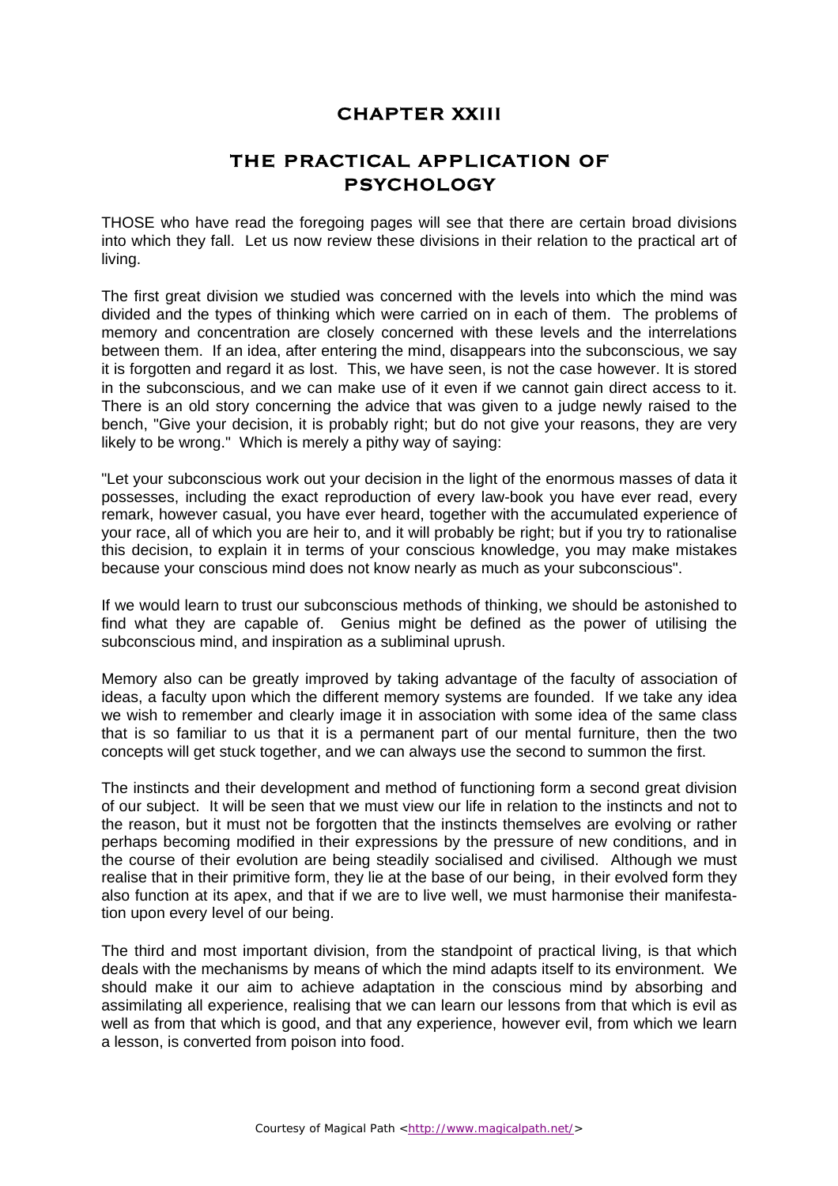# CHAPTER XXIII

## THE PRACTICAL APPLICATION OF PSYCHOLOGY

THOSE who have read the foregoing pages will see that there are certain broad divisions into which they fall. Let us now review these divisions in their relation to the practical art of living.

The first great division we studied was concerned with the levels into which the mind was divided and the types of thinking which were carried on in each of them. The problems of memory and concentration are closely concerned with these levels and the interrelations between them. If an idea, after entering the mind, disappears into the subconscious, we say it is forgotten and regard it as lost. This, we have seen, is not the case however. It is stored in the subconscious, and we can make use of it even if we cannot gain direct access to it. There is an old story concerning the advice that was given to a judge newly raised to the bench, "Give your decision, it is probably right; but do not give your reasons, they are very likely to be wrong." Which is merely a pithy way of saying:

"Let your subconscious work out your decision in the light of the enormous masses of data it possesses, including the exact reproduction of every law-book you have ever read, every remark, however casual, you have ever heard, together with the accumulated experience of your race, all of which you are heir to, and it will probably be right; but if you try to rationalise this decision, to explain it in terms of your conscious knowledge, you may make mistakes because your conscious mind does not know nearly as much as your subconscious".

If we would learn to trust our subconscious methods of thinking, we should be astonished to find what they are capable of. Genius might be defined as the power of utilising the subconscious mind, and inspiration as a subliminal uprush.

Memory also can be greatly improved by taking advantage of the faculty of association of ideas, a faculty upon which the different memory systems are founded. If we take any idea we wish to remember and clearly image it in association with some idea of the same class that is so familiar to us that it is a permanent part of our mental furniture, then the two concepts will get stuck together, and we can always use the second to summon the first.

The instincts and their development and method of functioning form a second great division of our subject. It will be seen that we must view our life in relation to the instincts and not to the reason, but it must not be forgotten that the instincts themselves are evolving or rather perhaps becoming modified in their expressions by the pressure of new conditions, and in the course of their evolution are being steadily socialised and civilised. Although we must realise that in their primitive form, they lie at the base of our being, in their evolved form they also function at its apex, and that if we are to live well, we must harmonise their manifestation upon every level of our being.

The third and most important division, from the standpoint of practical living, is that which deals with the mechanisms by means of which the mind adapts itself to its environment. We should make it our aim to achieve adaptation in the conscious mind by absorbing and assimilating all experience, realising that we can learn our lessons from that which is evil as well as from that which is good, and that any experience, however evil, from which we learn a lesson, is converted from poison into food.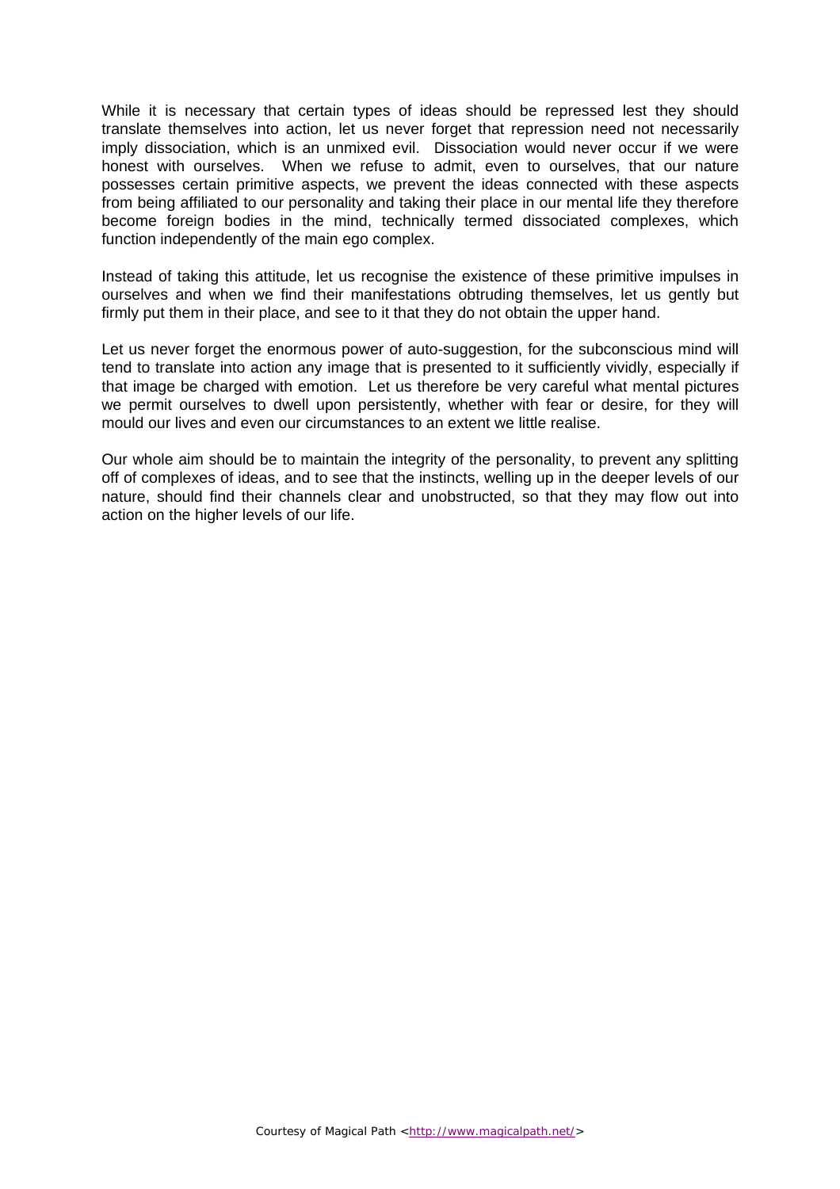While it is necessary that certain types of ideas should be repressed lest they should translate themselves into action, let us never forget that repression need not necessarily imply dissociation, which is an unmixed evil. Dissociation would never occur if we were honest with ourselves. When we refuse to admit, even to ourselves, that our nature possesses certain primitive aspects, we prevent the ideas connected with these aspects from being affiliated to our personality and taking their place in our mental life they therefore become foreign bodies in the mind, technically termed dissociated complexes, which function independently of the main ego complex.

Instead of taking this attitude, let us recognise the existence of these primitive impulses in ourselves and when we find their manifestations obtruding themselves, let us gently but firmly put them in their place, and see to it that they do not obtain the upper hand.

Let us never forget the enormous power of auto-suggestion, for the subconscious mind will tend to translate into action any image that is presented to it sufficiently vividly, especially if that image be charged with emotion. Let us therefore be very careful what mental pictures we permit ourselves to dwell upon persistently, whether with fear or desire, for they will mould our lives and even our circumstances to an extent we little realise.

Our whole aim should be to maintain the integrity of the personality, to prevent any splitting off of complexes of ideas, and to see that the instincts, welling up in the deeper levels of our nature, should find their channels clear and unobstructed, so that they may flow out into action on the higher levels of our life.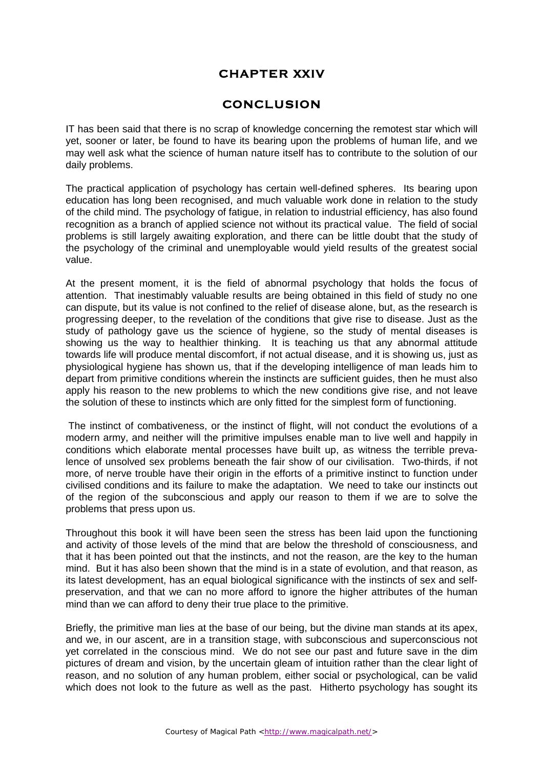# CHAPTER XXIV

## CONCLUSION

IT has been said that there is no scrap of knowledge concerning the remotest star which will yet, sooner or later, be found to have its bearing upon the problems of human life, and we may well ask what the science of human nature itself has to contribute to the solution of our daily problems.

The practical application of psychology has certain well-defined spheres. Its bearing upon education has long been recognised, and much valuable work done in relation to the study of the child mind. The psychology of fatigue, in relation to industrial efficiency, has also found recognition as a branch of applied science not without its practical value. The field of social problems is still largely awaiting exploration, and there can be little doubt that the study of the psychology of the criminal and unemployable would yield results of the greatest social value.

At the present moment, it is the field of abnormal psychology that holds the focus of attention. That inestimably valuable results are being obtained in this field of study no one can dispute, but its value is not confined to the relief of disease alone, but, as the research is progressing deeper, to the revelation of the conditions that give rise to disease. Just as the study of pathology gave us the science of hygiene, so the study of mental diseases is showing us the way to healthier thinking. It is teaching us that any abnormal attitude towards life will produce mental discomfort, if not actual disease, and it is showing us, just as physiological hygiene has shown us, that if the developing intelligence of man leads him to depart from primitive conditions wherein the instincts are sufficient guides, then he must also apply his reason to the new problems to which the new conditions give rise, and not leave the solution of these to instincts which are only fitted for the simplest form of functioning.

The instinct of combativeness, or the instinct of flight, will not conduct the evolutions of a modern army, and neither will the primitive impulses enable man to live well and happily in conditions which elaborate mental processes have built up, as witness the terrible prevalence of unsolved sex problems beneath the fair show of our civilisation. Two-thirds, if not more, of nerve trouble have their origin in the efforts of a primitive instinct to function under civilised conditions and its failure to make the adaptation. We need to take our instincts out of the region of the subconscious and apply our reason to them if we are to solve the problems that press upon us.

Throughout this book it will have been seen the stress has been laid upon the functioning and activity of those levels of the mind that are below the threshold of consciousness, and that it has been pointed out that the instincts, and not the reason, are the key to the human mind. But it has also been shown that the mind is in a state of evolution, and that reason, as its latest development, has an equal biological significance with the instincts of sex and self-preservation, and that we can no more afford to ignore the higher attributes of the human mind than we can afford to deny their true place to the primitive.

Briefly, the primitive man lies at the base of our being, but the divine man stands at its apex, and we, in our ascent, are in a transition stage, with subconscious and superconscious not yet correlated in the conscious mind. We do not see our past and future save in the dim pictures of dream and vision, by the uncertain gleam of intuition rather than the clear light of reason, and no solution of any human problem, either social or psychological, can be valid which does not look to the future as well as the past. Hitherto psychology has sought its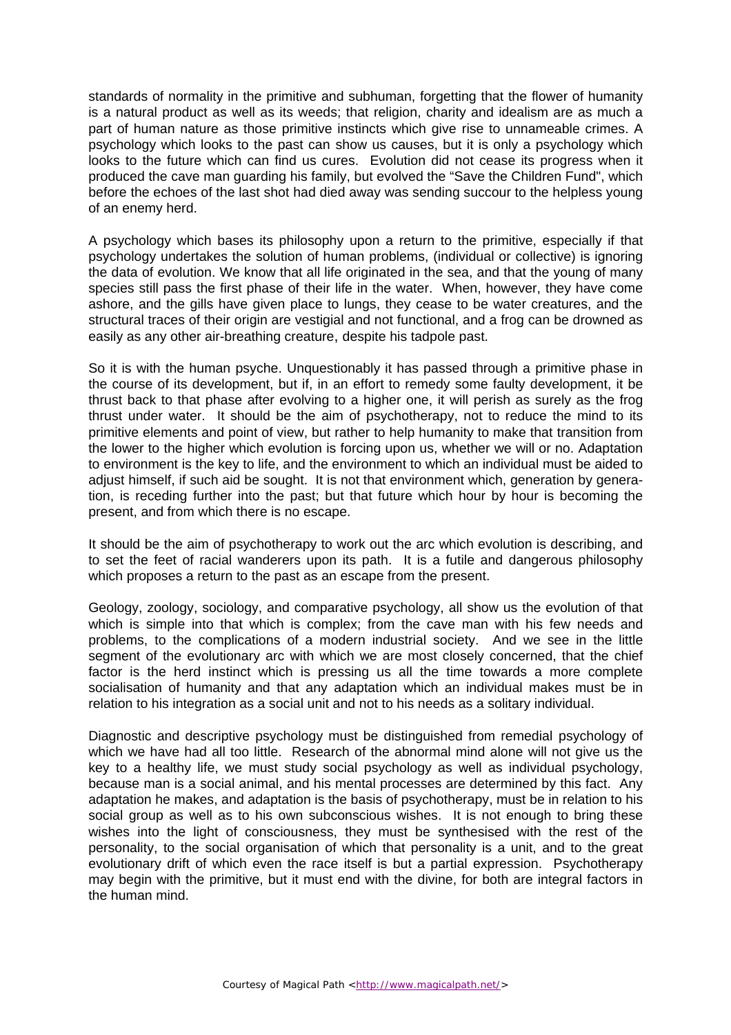standards of normality in the primitive and subhuman, forgetting that the flower of humanity is a natural product as well as its weeds; that religion, charity and idealism are as much a part of human nature as those primitive instincts which give rise to unnameable crimes. A psychology which looks to the past can show us causes, but it is only a psychology which looks to the future which can find us cures. Evolution did not cease its progress when it produced the cave man guarding his family, but evolved the "Save the Children Fund", which before the echoes of the last shot had died away was sending succour to the helpless young of an enemy herd.

A psychology which bases its philosophy upon a return to the primitive, especially if that psychology undertakes the solution of human problems, (individual or collective) is ignoring the data of evolution. We know that all life originated in the sea, and that the young of many species still pass the first phase of their life in the water. When, however, they have come ashore, and the gills have given place to lungs, they cease to be water creatures, and the structural traces of their origin are vestigial and not functional, and a frog can be drowned as easily as any other air-breathing creature, despite his tadpole past.

So it is with the human psyche. Unquestionably it has passed through a primitive phase in the course of its development, but if, in an effort to remedy some faulty development, it be thrust back to that phase after evolving to a higher one, it will perish as surely as the frog thrust under water. It should be the aim of psychotherapy, not to reduce the mind to its primitive elements and point of view, but rather to help humanity to make that transition from the lower to the higher which evolution is forcing upon us, whether we will or no. Adaptation to environment is the key to life, and the environment to which an individual must be aided to adjust himself, if such aid be sought. It is not that environment which, generation by generation, is receding further into the past; but that future which hour by hour is becoming the present, and from which there is no escape.

It should be the aim of psychotherapy to work out the arc which evolution is describing, and to set the feet of racial wanderers upon its path. It is a futile and dangerous philosophy which proposes a return to the past as an escape from the present.

Geology, zoology, sociology, and comparative psychology, all show us the evolution of that which is simple into that which is complex; from the cave man with his few needs and problems, to the complications of a modern industrial society. And we see in the little segment of the evolutionary arc with which we are most closely concerned, that the chief factor is the herd instinct which is pressing us all the time towards a more complete socialisation of humanity and that any adaptation which an individual makes must be in relation to his integration as a social unit and not to his needs as a solitary individual.

Diagnostic and descriptive psychology must be distinguished from remedial psychology of which we have had all too little. Research of the abnormal mind alone will not give us the key to a healthy life, we must study social psychology as well as individual psychology, because man is a social animal, and his mental processes are determined by this fact. Any adaptation he makes, and adaptation is the basis of psychotherapy, must be in relation to his social group as well as to his own subconscious wishes. It is not enough to bring these wishes into the light of consciousness, they must be synthesised with the rest of the personality, to the social organisation of which that personality is a unit, and to the great evolutionary drift of which even the race itself is but a partial expression. Psychotherapy may begin with the primitive, but it must end with the divine, for both are integral factors in the human mind.

Courtesy of Magical Path <http://www.magicalpath.net/>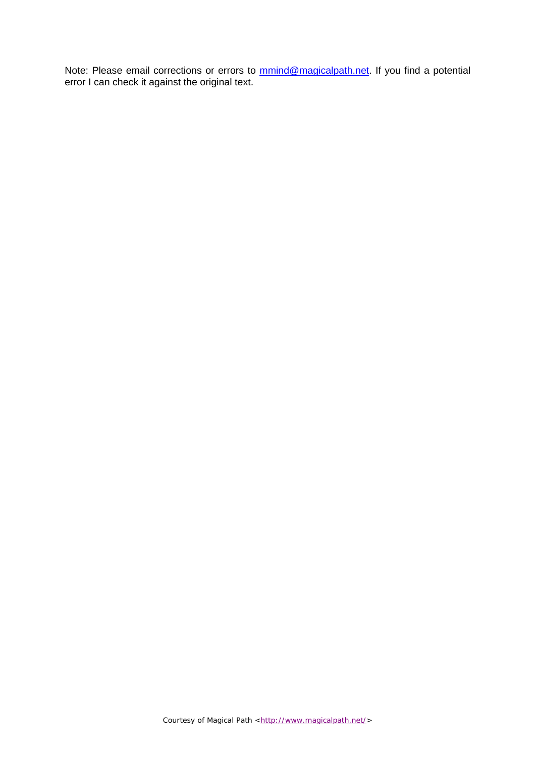Note: Please email corrections or errors to mmind@magicalpath.net. If you find a potential error I can check it against the original text.